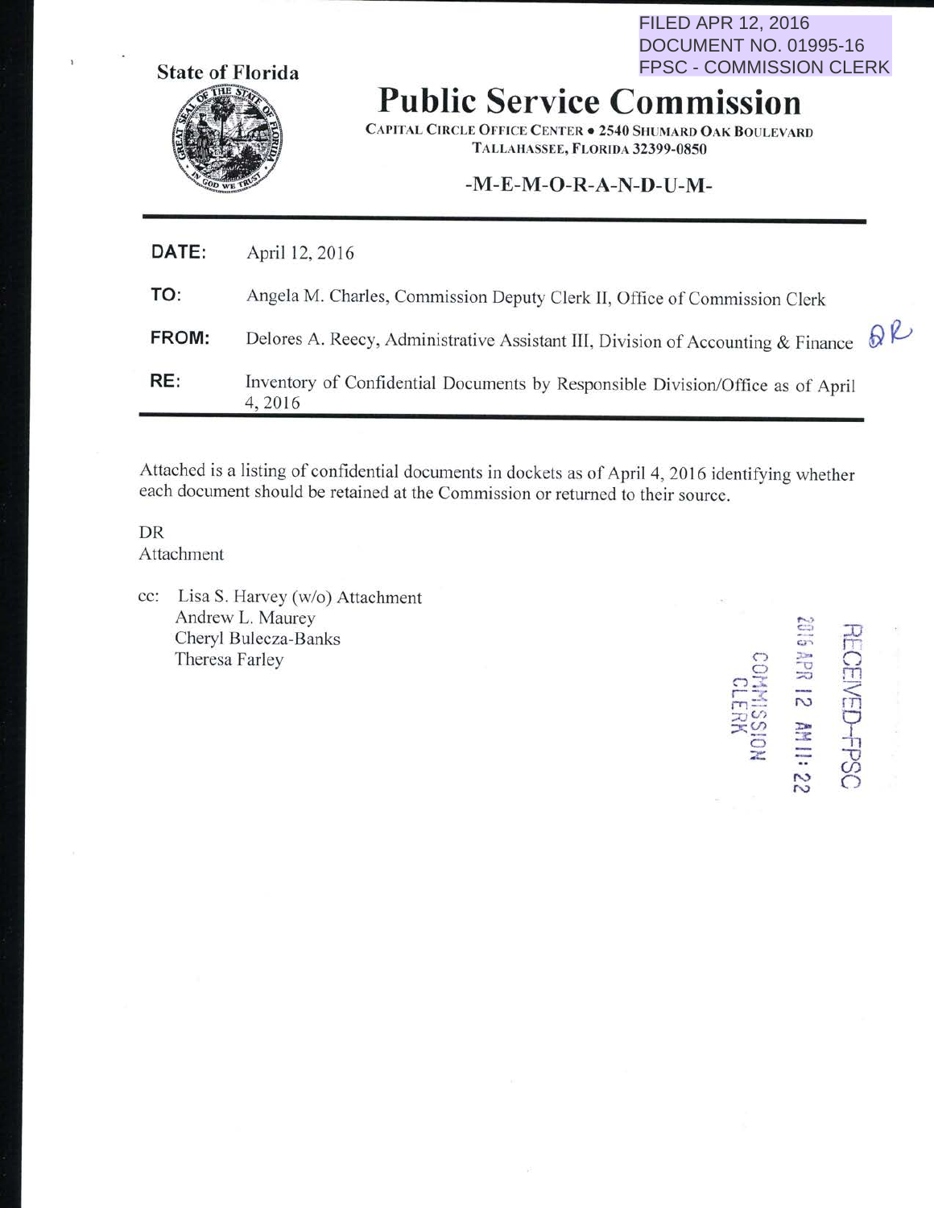FILED APR 12, 2016
DOCUMENT NO. 01995-16
FPSC - COMMISSION CLERK

State of Florida

# Public Service Commission

CAPITAL CIRCLE OFFICE CENTER • 2540 SHUMARD OAK BOULEVARD
TALLAHASSEE, FLORIDA 32399-0850

-M-E-M-O-R-A-N-D-U-M-

| | |
|---|---|
| **DATE:** | April 12, 2016 |
| **TO:** | Angela M. Charles, Commission Deputy Clerk II, Office of Commission Clerk |
| **FROM:** | Delores A. Reecy, Administrative Assistant III, Division of Accounting & Finance DR |
| **RE:** | Inventory of Confidential Documents by Responsible Division/Office as of April 4, 2016 |

Attached is a listing of confidential documents in dockets as of April 4, 2016 identifying whether each document should be retained at the Commission or returned to their source.

DR
Attachment

cc: Lisa S. Harvey (w/o) Attachment
Andrew L. Maurey
Cheryl Bulecza-Banks
Theresa Farley

RECEIVED-FPSC
2016 APR 12 AM 11:22
COMMISSION CLERK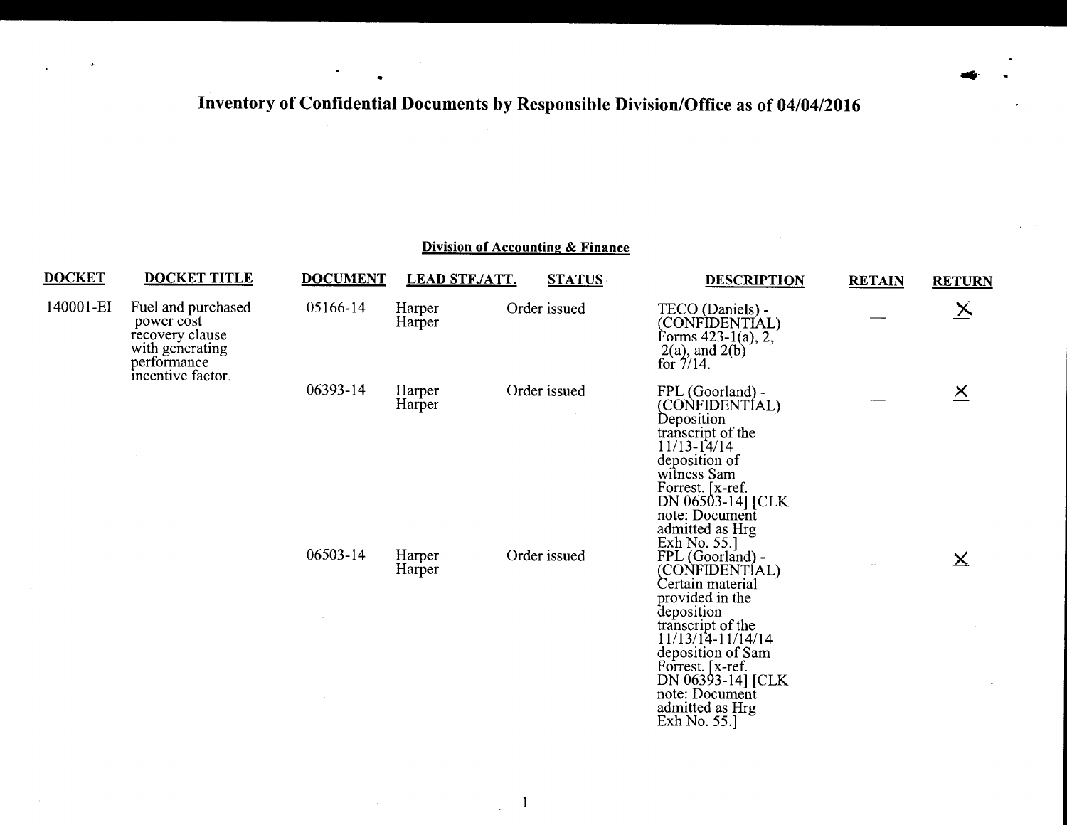# Inventory of Confidential Documents by Responsible Division/Office as of 04/04/2016

## Division of Accounting & Finance

| DOCKET | DOCKET TITLE | DOCUMENT | LEAD STF./ATT. | STATUS | DESCRIPTION | RETAIN | RETURN |
|---|---|---|---|---|---|---|---|
| 140001-EI | Fuel and purchased power cost recovery clause with generating performance incentive factor. | 05166-14 | Harper Harper | Order issued | TECO (Daniels) - (CONFIDENTIAL) Forms 423-1(a), 2, 2(a), and 2(b) for 7/14. | — | X |
| | | 06393-14 | Harper Harper | Order issued | FPL (Goorland) - (CONFIDENTIAL) Deposition transcript of the 11/13-14/14 deposition of witness Sam Forrest. [x-ref. DN 06503-14] [CLK note: Document admitted as Hrg Exh No. 55.] | — | X |
| | | 06503-14 | Harper Harper | Order issued | FPL (Goorland) - (CONFIDENTIAL) Certain material provided in the deposition transcript of the 11/13/14-11/14/14 deposition of Sam Forrest. [x-ref. DN 06393-14] [CLK note: Document admitted as Hrg Exh No. 55.] | — | X |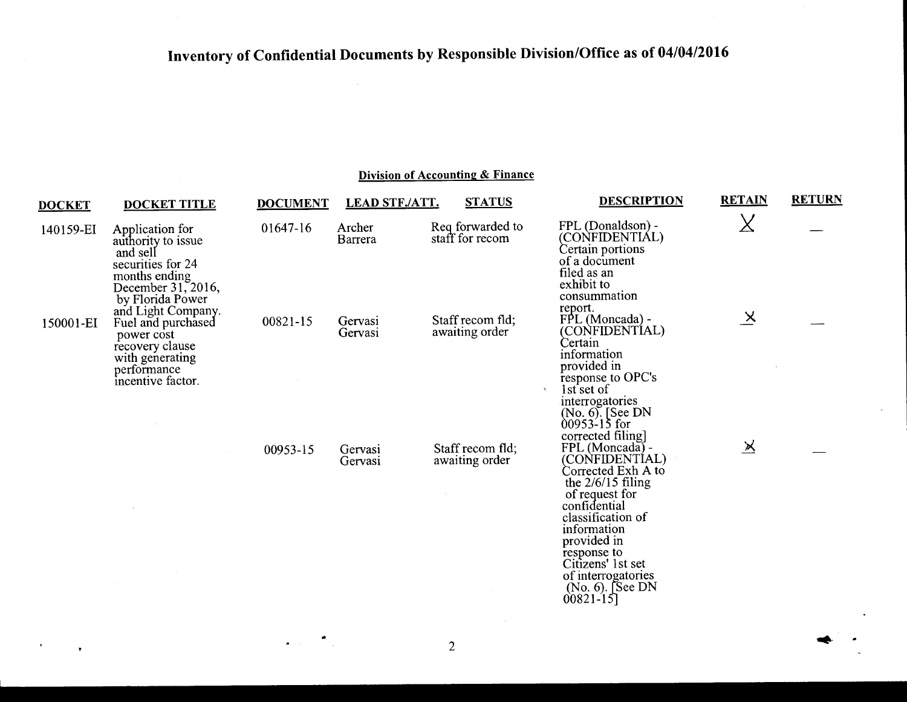# Inventory of Confidential Documents by Responsible Division/Office as of 04/04/2016

## Division of Accounting & Finance

| DOCKET | DOCKET TITLE | DOCUMENT | LEAD STF./ATT. | STATUS | DESCRIPTION | RETAIN | RETURN |
|---|---|---|---|---|---|---|---|
| 140159-EI | Application for authority to issue and sell securities for 24 months ending December 31, 2016, by Florida Power and Light Company. | 01647-16 | Archer Barrera | Req forwarded to staff for recom | FPL (Donaldson) - (CONFIDENTIAL) Certain portions of a document filed as an exhibit to consummation report. | X | — |
| 150001-EI | Fuel and purchased power cost recovery clause with generating performance incentive factor. | 00821-15 | Gervasi Gervasi | Staff recom fld; awaiting order | FPL (Moncada) - (CONFIDENTIAL) Certain information provided in response to OPC's 1st set of interrogatories (No. 6). [See DN 00953-15 for corrected filing] | X | — |
| | | 00953-15 | Gervasi Gervasi | Staff recom fld; awaiting order | FPL (Moncada) - (CONFIDENTIAL) Corrected Exh A to the 2/6/15 filing of request for confidential classification of information provided in response to Citizens' 1st set of interrogatories (No. 6). [See DN 00821-15] | X | — |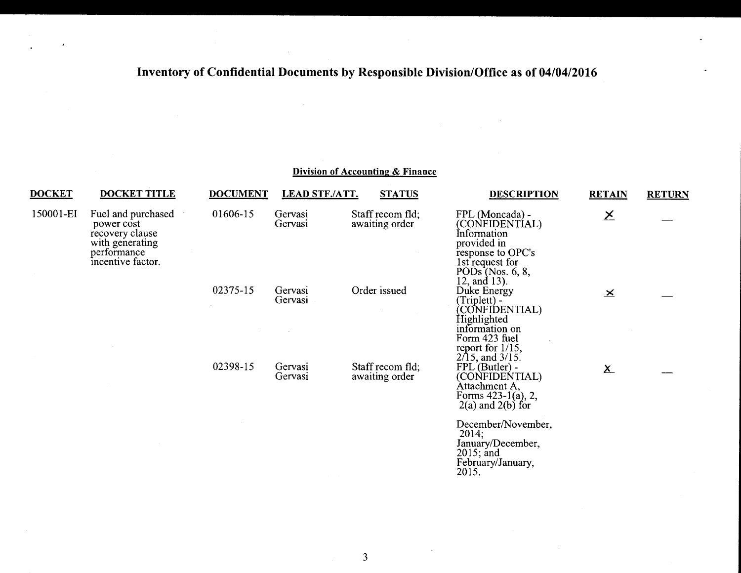# Inventory of Confidential Documents by Responsible Division/Office as of 04/04/2016

## Division of Accounting & Finance

| DOCKET | DOCKET TITLE | DOCUMENT | LEAD STF./ATT. | STATUS | DESCRIPTION | RETAIN | RETURN |
|---|---|---|---|---|---|---|---|
| 150001-EI | Fuel and purchased power cost recovery clause with generating performance incentive factor. | 01606-15 | Gervasi Gervasi | Staff recom fld; awaiting order | FPL (Moncada) - (CONFIDENTIAL) Information provided in response to OPC's 1st request for PODs (Nos. 6, 8, 12, and 13). | X | — |
| | | 02375-15 | Gervasi Gervasi | Order issued | Duke Energy (Triplett) - (CONFIDENTIAL) Highlighted information on Form 423 fuel report for 1/15, 2/15, and 3/15. | X | — |
| | | 02398-15 | Gervasi Gervasi | Staff recom fld; awaiting order | FPL (Butler) - (CONFIDENTIAL) Attachment A, Forms 423-1(a), 2, 2(a) and 2(b) for December/November, 2014; January/December, 2015; and February/January, 2015. | X | — |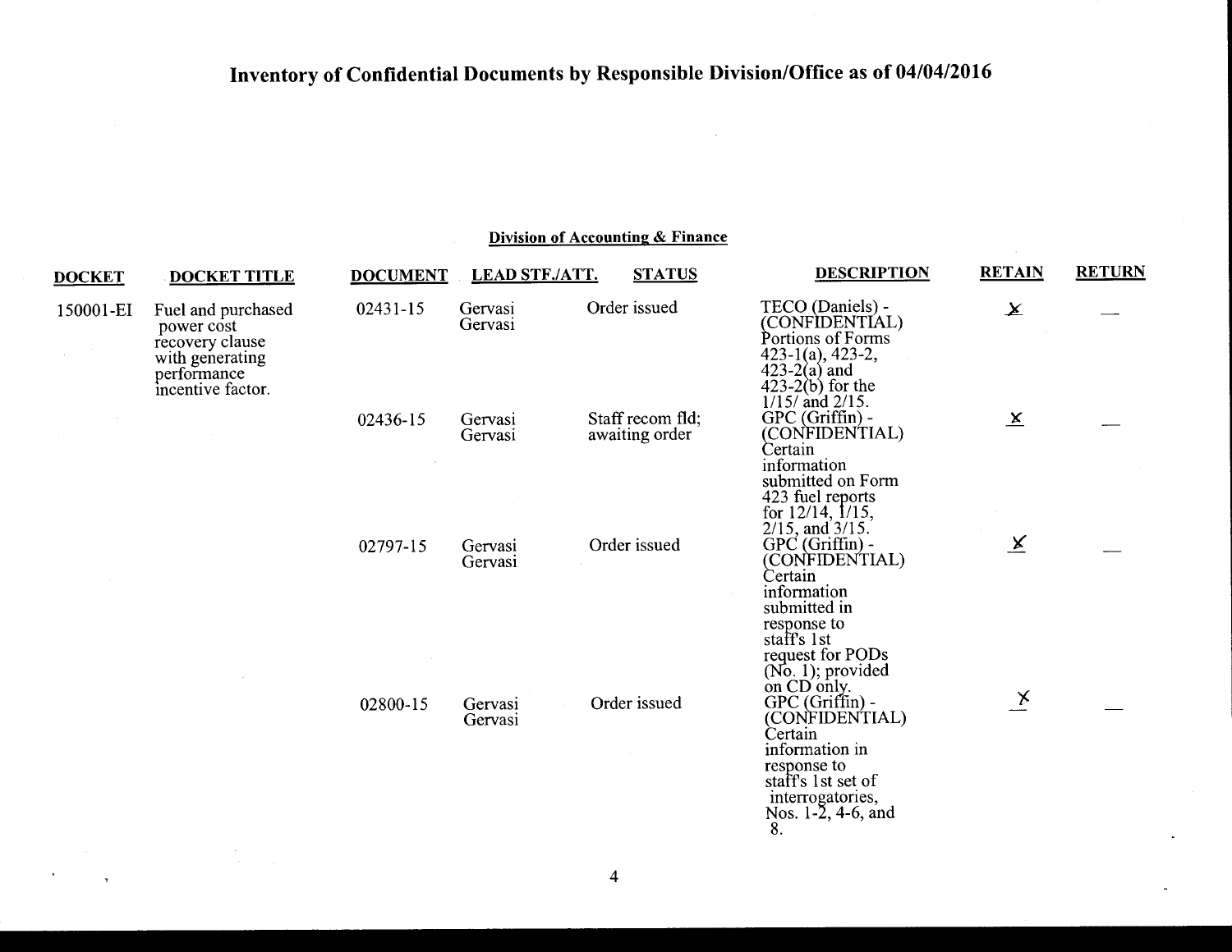# Inventory of Confidential Documents by Responsible Division/Office as of 04/04/2016

## Division of Accounting & Finance

| DOCKET | DOCKET TITLE | DOCUMENT | LEAD STF./ATT. | STATUS | DESCRIPTION | RETAIN | RETURN |
|---|---|---|---|---|---|---|---|
| 150001-EI | Fuel and purchased power cost recovery clause with generating performance incentive factor. | 02431-15 | Gervasi Gervasi | Order issued | TECO (Daniels) - (CONFIDENTIAL) Portions of Forms 423-1(a), 423-2, 423-2(a) and 423-2(b) for the 1/15/ and 2/15. | X | — |
| | | 02436-15 | Gervasi Gervasi | Staff recom fld; awaiting order | GPC (Griffin) - (CONFIDENTIAL) Certain information submitted on Form 423 fuel reports for 12/14, 1/15, 2/15, and 3/15. | X | — |
| | | 02797-15 | Gervasi Gervasi | Order issued | GPC (Griffin) - (CONFIDENTIAL) Certain information submitted in response to staff's 1st request for PODs (No. 1); provided on CD only. | X | — |
| | | 02800-15 | Gervasi Gervasi | Order issued | GPC (Griffin) - (CONFIDENTIAL) Certain information in response to staff's 1st set of interrogatories, Nos. 1-2, 4-6, and 8. | X | — |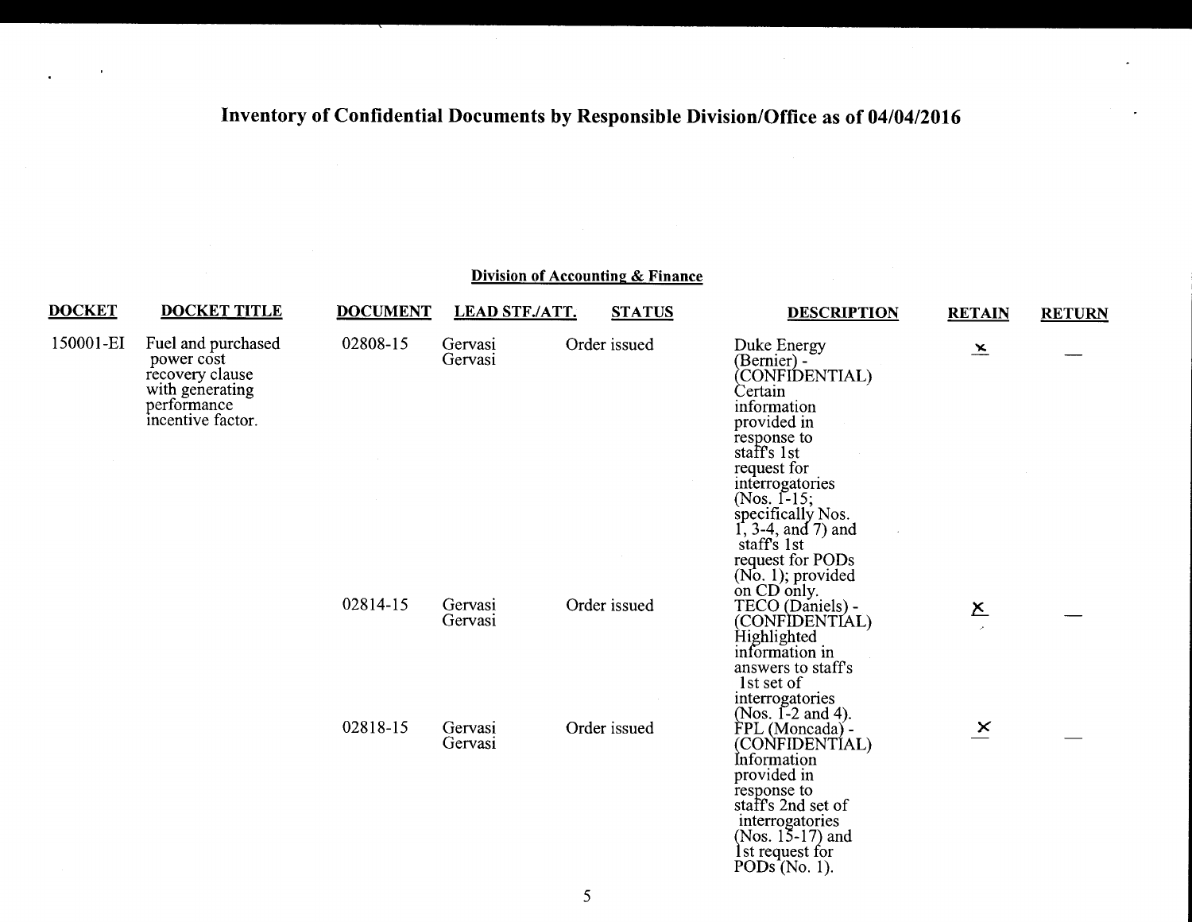# Inventory of Confidential Documents by Responsible Division/Office as of 04/04/2016

## Division of Accounting & Finance

| DOCKET | DOCKET TITLE | DOCUMENT | LEAD STF./ATT. | STATUS | DESCRIPTION | RETAIN | RETURN |
|---|---|---|---|---|---|---|---|
| 150001-EI | Fuel and purchased power cost recovery clause with generating performance incentive factor. | 02808-15 | Gervasi Gervasi | Order issued | Duke Energy (Bernier) - (CONFIDENTIAL) Certain information provided in response to staff's 1st request for interrogatories (Nos. 1-15; specifically Nos. 1, 3-4, and 7) and staff's 1st request for PODs (No. 1); provided on CD only. | x | — |
| | | 02814-15 | Gervasi Gervasi | Order issued | TECO (Daniels) - (CONFIDENTIAL) Highlighted information in answers to staff's 1st set of interrogatories (Nos. 1-2 and 4). | x | — |
| | | 02818-15 | Gervasi Gervasi | Order issued | FPL (Moncada) - (CONFIDENTIAL) Information provided in response to staff's 2nd set of interrogatories (Nos. 15-17) and 1st request for PODs (No. 1). | x | — |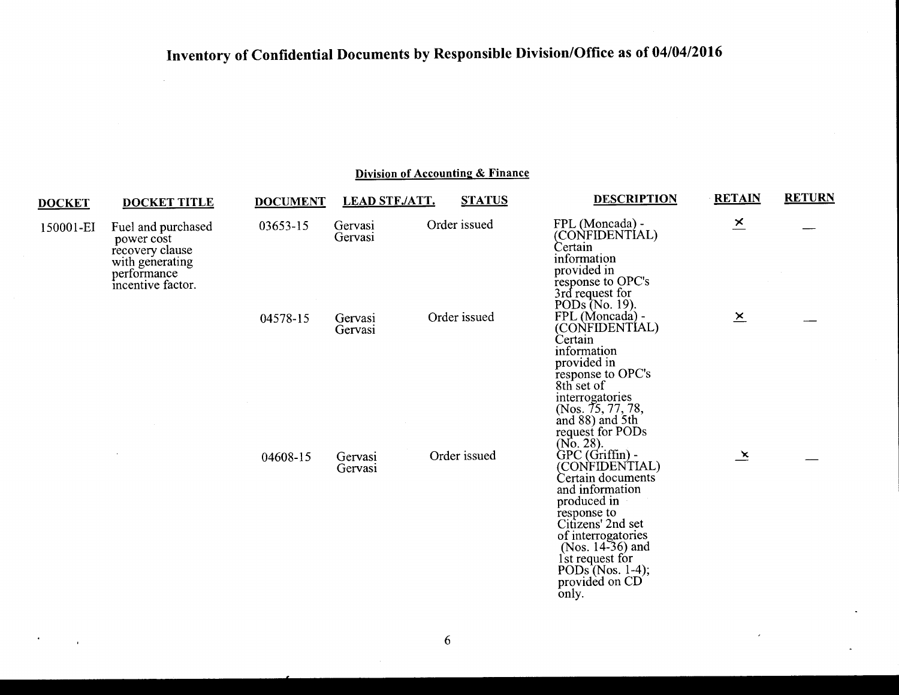# Inventory of Confidential Documents by Responsible Division/Office as of 04/04/2016

## Division of Accounting & Finance

| DOCKET | DOCKET TITLE | DOCUMENT | LEAD STF./ATT. | STATUS | DESCRIPTION | RETAIN | RETURN |
|---|---|---|---|---|---|---|---|
| 150001-EI | Fuel and purchased power cost recovery clause with generating performance incentive factor. | 03653-15 | Gervasi Gervasi | Order issued | FPL (Moncada) - (CONFIDENTIAL) Certain information provided in response to OPC's 3rd request for PODs (No. 19). | x | — |
| | | 04578-15 | Gervasi Gervasi | Order issued | FPL (Moncada) - (CONFIDENTIAL) Certain information provided in response to OPC's 8th set of interrogatories (Nos. 75, 77, 78, and 88) and 5th request for PODs (No. 28). | x | — |
| | | 04608-15 | Gervasi Gervasi | Order issued | GPC (Griffin) - (CONFIDENTIAL) Certain documents and information produced in response to Citizens' 2nd set of interrogatories (Nos. 14-36) and 1st request for PODs (Nos. 1-4); provided on CD only. | x | — |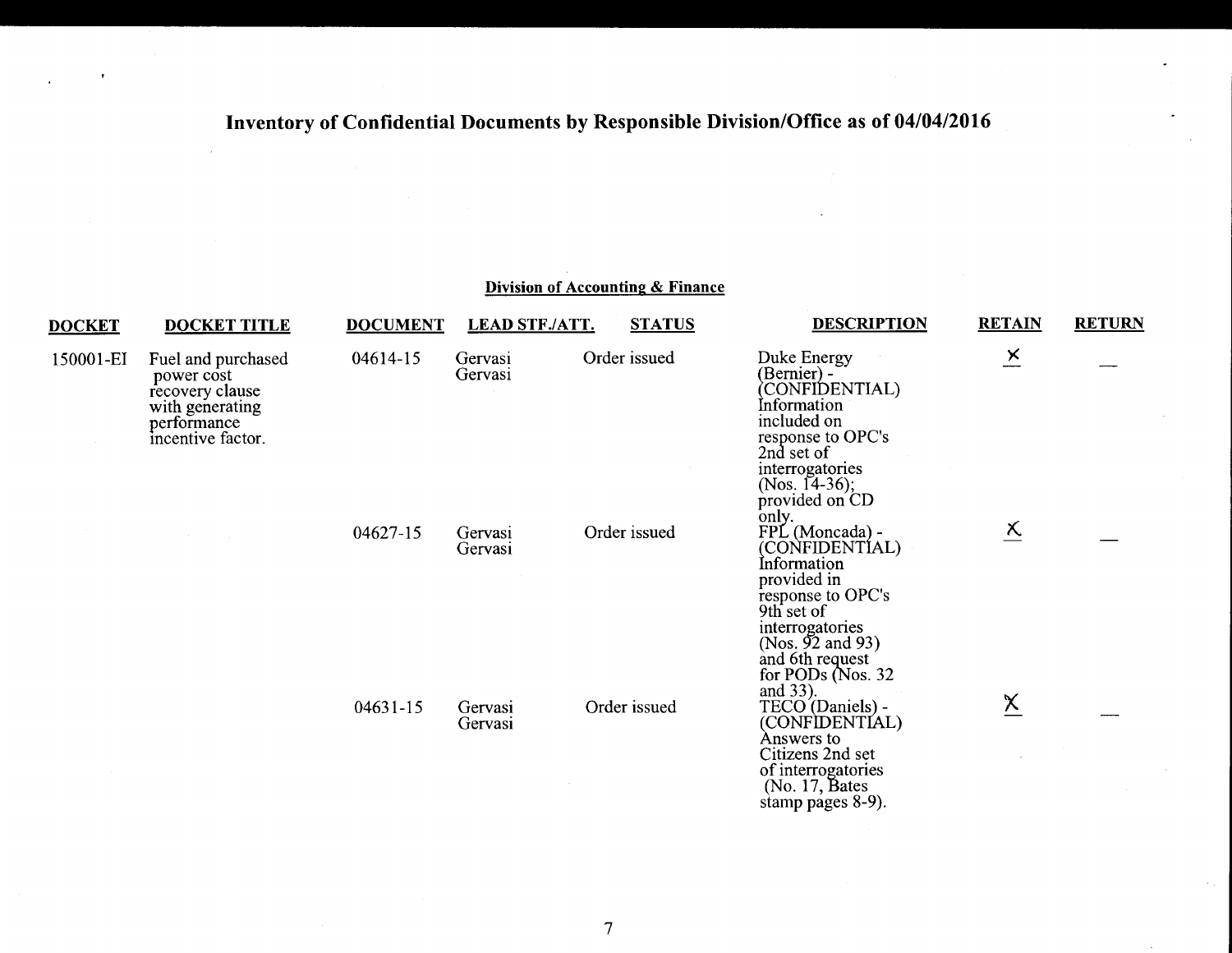# Inventory of Confidential Documents by Responsible Division/Office as of 04/04/2016

## Division of Accounting & Finance

| DOCKET | DOCKET TITLE | DOCUMENT | LEAD STF./ATT. | STATUS | DESCRIPTION | RETAIN | RETURN |
|---|---|---|---|---|---|---|---|
| 150001-EI | Fuel and purchased power cost recovery clause with generating performance incentive factor. | 04614-15 | Gervasi Gervasi | Order issued | Duke Energy (Bernier) - (CONFIDENTIAL) Information included on response to OPC's 2nd set of interrogatories (Nos. 14-36); provided on CD only. | X | — |
| | | 04627-15 | Gervasi Gervasi | Order issued | FPL (Moncada) - (CONFIDENTIAL) Information provided in response to OPC's 9th set of interrogatories (Nos. 92 and 93) and 6th request for PODs (Nos. 32 and 33). | X | — |
| | | 04631-15 | Gervasi Gervasi | Order issued | TECO (Daniels) - (CONFIDENTIAL) Answers to Citizens 2nd set of interrogatories (No. 17, Bates stamp pages 8-9). | X | — |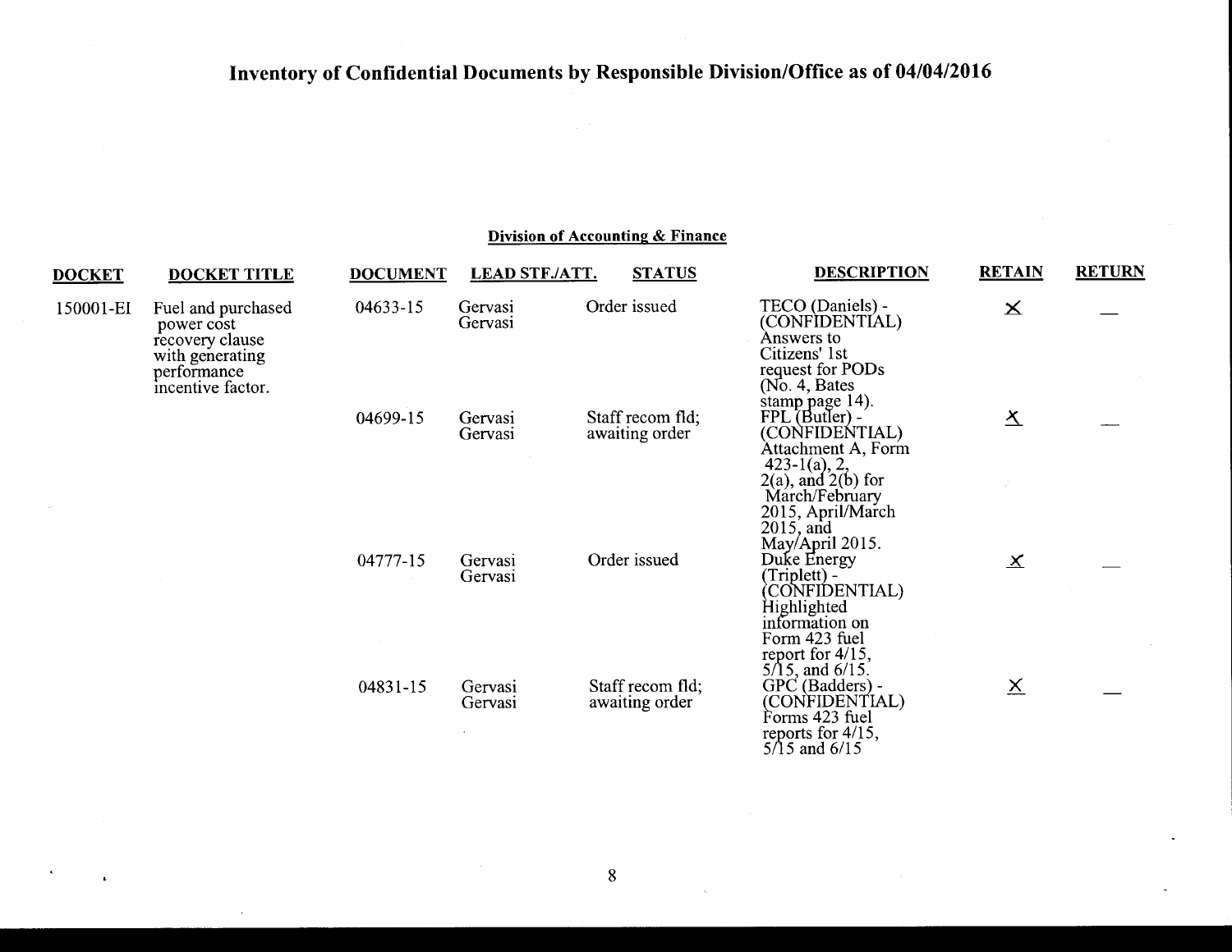# Inventory of Confidential Documents by Responsible Division/Office as of 04/04/2016

## Division of Accounting & Finance

| DOCKET | DOCKET TITLE | DOCUMENT | LEAD STF./ATT. | STATUS | DESCRIPTION | RETAIN | RETURN |
|---|---|---|---|---|---|---|---|
| 150001-EI | Fuel and purchased power cost recovery clause with generating performance incentive factor. | 04633-15 | Gervasi Gervasi | Order issued | TECO (Daniels) - (CONFIDENTIAL) Answers to Citizens' 1st request for PODs (No. 4, Bates stamp page 14). | X | — |
| | | 04699-15 | Gervasi Gervasi | Staff recom fld; awaiting order | FPL (Butler) - (CONFIDENTIAL) Attachment A, Form 423-1(a), 2, 2(a), and 2(b) for March/February 2015, April/March 2015, and May/April 2015. | X | — |
| | | 04777-15 | Gervasi Gervasi | Order issued | Duke Energy (Triplett) - (CONFIDENTIAL) Highlighted information on Form 423 fuel report for 4/15, 5/15, and 6/15. | X | — |
| | | 04831-15 | Gervasi Gervasi | Staff recom fld; awaiting order | GPC (Badders) - (CONFIDENTIAL) Forms 423 fuel reports for 4/15, 5/15 and 6/15 | X | — |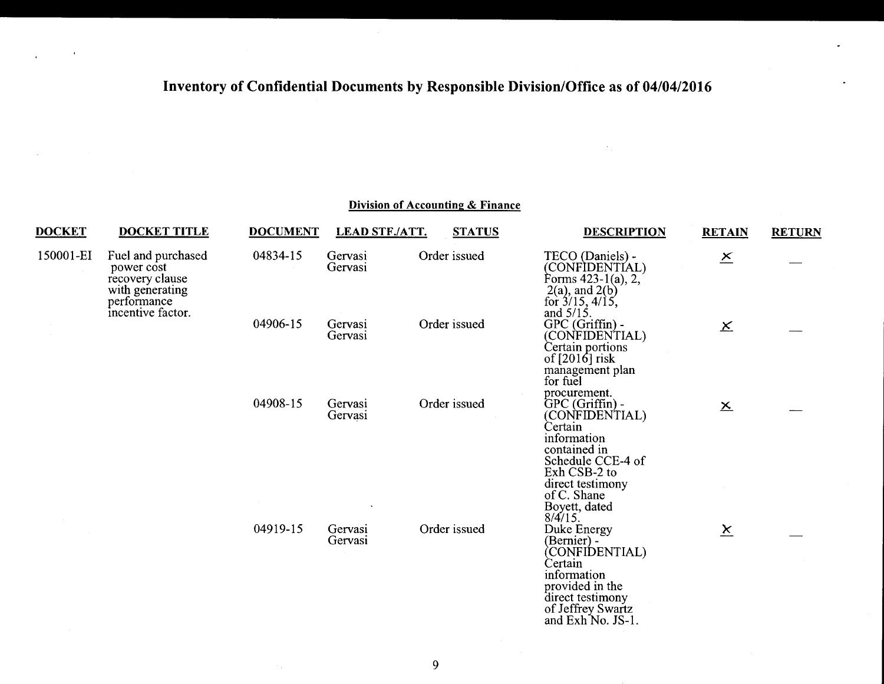# Inventory of Confidential Documents by Responsible Division/Office as of 04/04/2016

## Division of Accounting & Finance

| DOCKET | DOCKET TITLE | DOCUMENT | LEAD STF./ATT. | STATUS | DESCRIPTION | RETAIN | RETURN |
|---|---|---|---|---|---|---|---|
| 150001-EI | Fuel and purchased power cost recovery clause with generating performance incentive factor. | 04834-15 | Gervasi Gervasi | Order issued | TECO (Daniels) - (CONFIDENTIAL) Forms 423-1(a), 2, 2(a), and 2(b) for 3/15, 4/15, and 5/15. | X | — |
| | | 04906-15 | Gervasi Gervasi | Order issued | GPC (Griffin) - (CONFIDENTIAL) Certain portions of [2016] risk management plan for fuel procurement. | X | — |
| | | 04908-15 | Gervasi Gervasi | Order issued | GPC (Griffin) - (CONFIDENTIAL) Certain information contained in Schedule CCE-4 of Exh CSB-2 to direct testimony of C. Shane Boyett, dated 8/4/15. | X | — |
| | | 04919-15 | Gervasi Gervasi | Order issued | Duke Energy (Bernier) - (CONFIDENTIAL) Certain information provided in the direct testimony of Jeffrey Swartz and Exh No. JS-1. | X | — |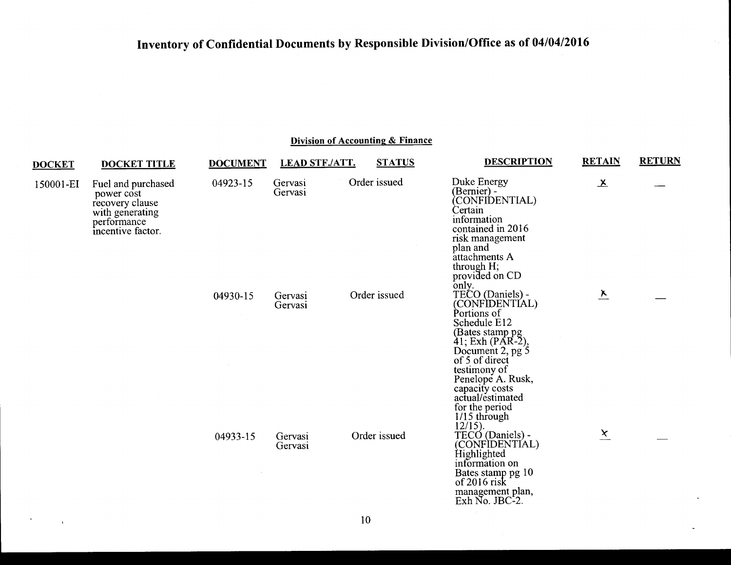# Inventory of Confidential Documents by Responsible Division/Office as of 04/04/2016

## Division of Accounting & Finance

| DOCKET | DOCKET TITLE | DOCUMENT | LEAD STF./ATT. | STATUS | DESCRIPTION | RETAIN | RETURN |
|---|---|---|---|---|---|---|---|
| 150001-EI | Fuel and purchased power cost recovery clause with generating performance incentive factor. | 04923-15 | Gervasi Gervasi | Order issued | Duke Energy (Bernier) - (CONFIDENTIAL) Certain information contained in 2016 risk management plan and attachments A through H; provided on CD only. | X | — |
| | | 04930-15 | Gervasi Gervasi | Order issued | TECO (Daniels) - (CONFIDENTIAL) Portions of Schedule E12 (Bates stamp pg 41; Exh (PAR-2), Document 2, pg 5 of 5 of direct testimony of Penelope A. Rusk, capacity costs actual/estimated for the period 1/15 through 12/15). | X | — |
| | | 04933-15 | Gervasi Gervasi | Order issued | TECO (Daniels) - (CONFIDENTIAL) Highlighted information on Bates stamp pg 10 of 2016 risk management plan, Exh No. JBC-2. | X | — |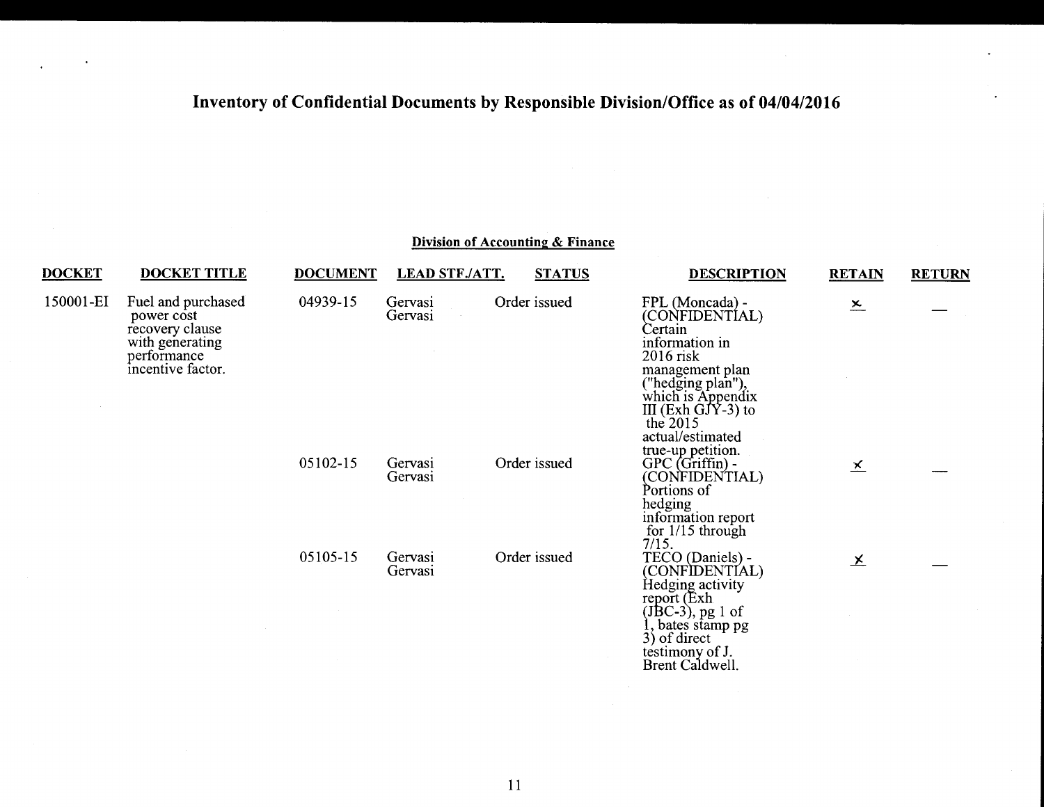# Inventory of Confidential Documents by Responsible Division/Office as of 04/04/2016

## Division of Accounting & Finance

| DOCKET | DOCKET TITLE | DOCUMENT | LEAD STF./ATT. | STATUS | DESCRIPTION | RETAIN | RETURN |
|---|---|---|---|---|---|---|---|
| 150001-EI | Fuel and purchased power cost recovery clause with generating performance incentive factor. | 04939-15 | Gervasi Gervasi | Order issued | FPL (Moncada) - (CONFIDENTIAL) Certain information in 2016 risk management plan ("hedging plan"), which is Appendix III (Exh GJY-3) to the 2015 actual/estimated true-up petition. | x | — |
| | | 05102-15 | Gervasi Gervasi | Order issued | GPC (Griffin) - (CONFIDENTIAL) Portions of hedging information report for 1/15 through 7/15. | x | — |
| | | 05105-15 | Gervasi Gervasi | Order issued | TECO (Daniels) - (CONFIDENTIAL) Hedging activity report (Exh (JBC-3), pg 1 of 1, bates stamp pg 3) of direct testimony of J. Brent Caldwell. | x | — |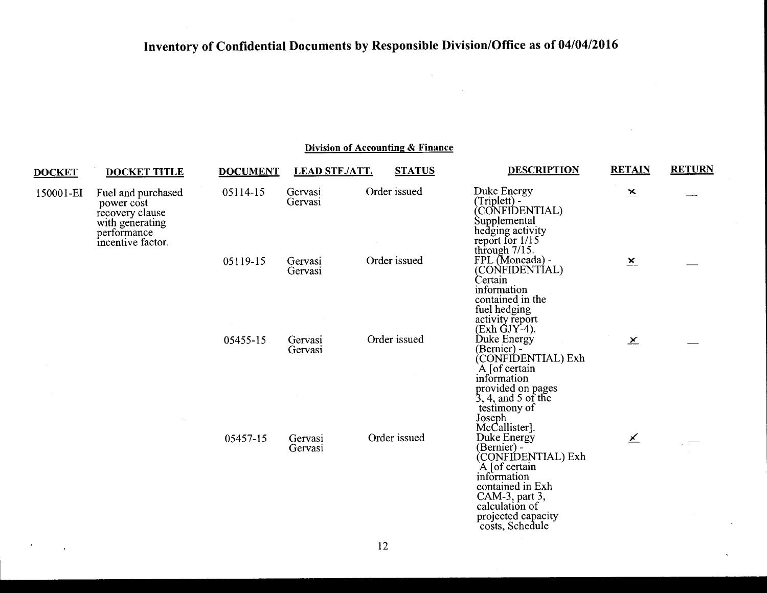# Inventory of Confidential Documents by Responsible Division/Office as of 04/04/2016

## Division of Accounting & Finance

| DOCKET | DOCKET TITLE | DOCUMENT | LEAD STF./ATT. | STATUS | DESCRIPTION | RETAIN | RETURN |
|---|---|---|---|---|---|---|---|
| 150001-EI | Fuel and purchased power cost recovery clause with generating performance incentive factor. | 05114-15 | Gervasi Gervasi | Order issued | Duke Energy (Triplett) - (CONFIDENTIAL) Supplemental hedging activity report for 1/15 through 7/15. | x | — |
| | | 05119-15 | Gervasi Gervasi | Order issued | FPL (Moncada) - (CONFIDENTIAL) Certain information contained in the fuel hedging activity report (Exh GJY-4). | x | — |
| | | 05455-15 | Gervasi Gervasi | Order issued | Duke Energy (Bernier) - (CONFIDENTIAL) Exh A [of certain information provided on pages 3, 4, and 5 of the testimony of Joseph McCallister]. | x | — |
| | | 05457-15 | Gervasi Gervasi | Order issued | Duke Energy (Bernier) - (CONFIDENTIAL) Exh A [of certain information contained in Exh CAM-3, part 3, calculation of projected capacity costs, Schedule | x | — |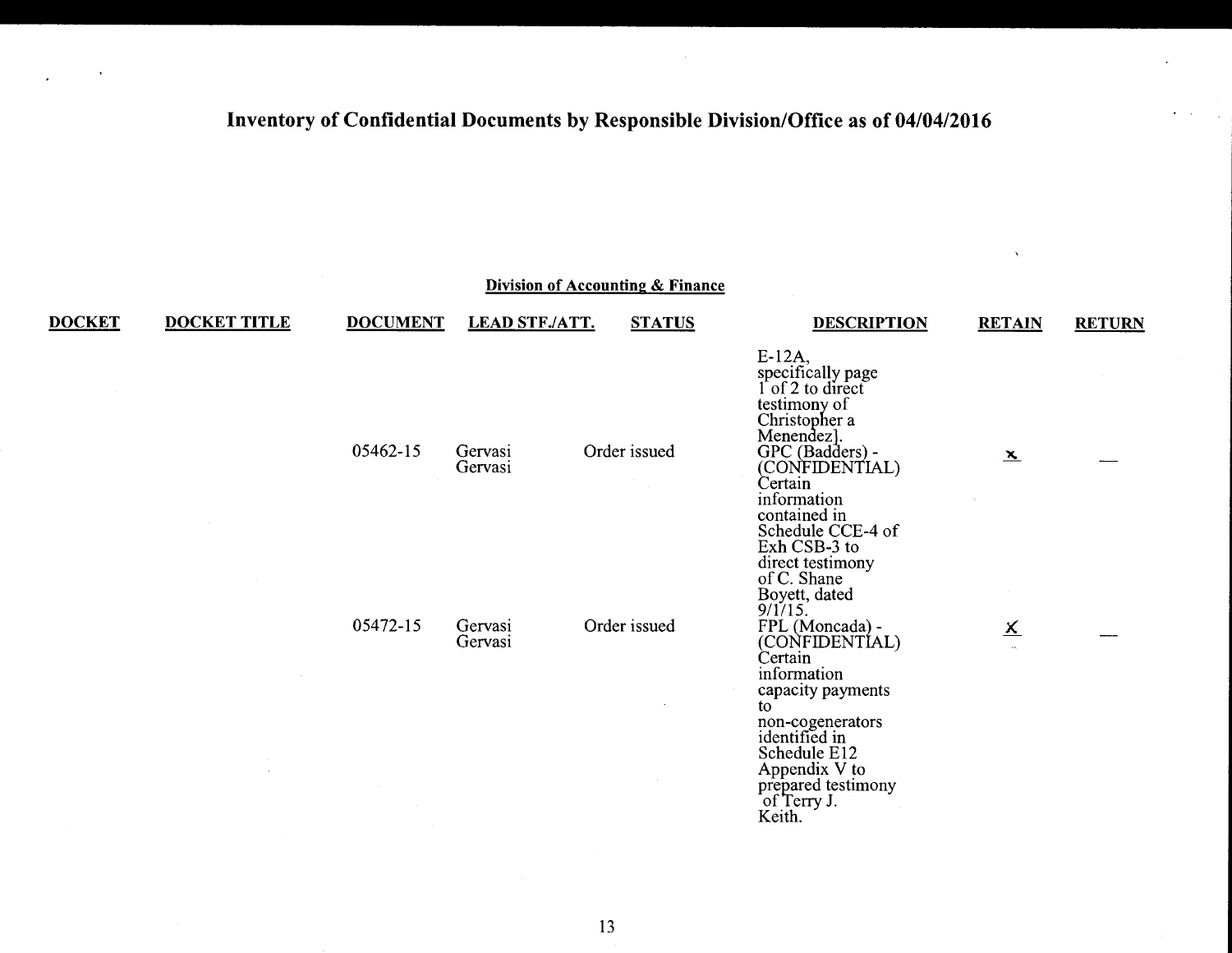# Inventory of Confidential Documents by Responsible Division/Office as of 04/04/2016

## Division of Accounting & Finance

| DOCKET | DOCKET TITLE | DOCUMENT | LEAD STF./ATT. | STATUS | DESCRIPTION | RETAIN | RETURN |
|---|---|---|---|---|---|---|---|
| | | | | | E-12A, specifically page 1 of 2 to direct testimony of Christopher a Menendez]. | | |
| | | 05462-15 | Gervasi Gervasi | Order issued | GPC (Badders) - (CONFIDENTIAL) Certain information contained in Schedule CCE-4 of Exh CSB-3 to direct testimony of C. Shane Boyett, dated 9/1/15. | x | — |
| | | 05472-15 | Gervasi Gervasi | Order issued | FPL (Moncada) - (CONFIDENTIAL) Certain information capacity payments to non-cogenerators identified in Schedule E12 Appendix V to prepared testimony of Terry J. Keith. | X | — |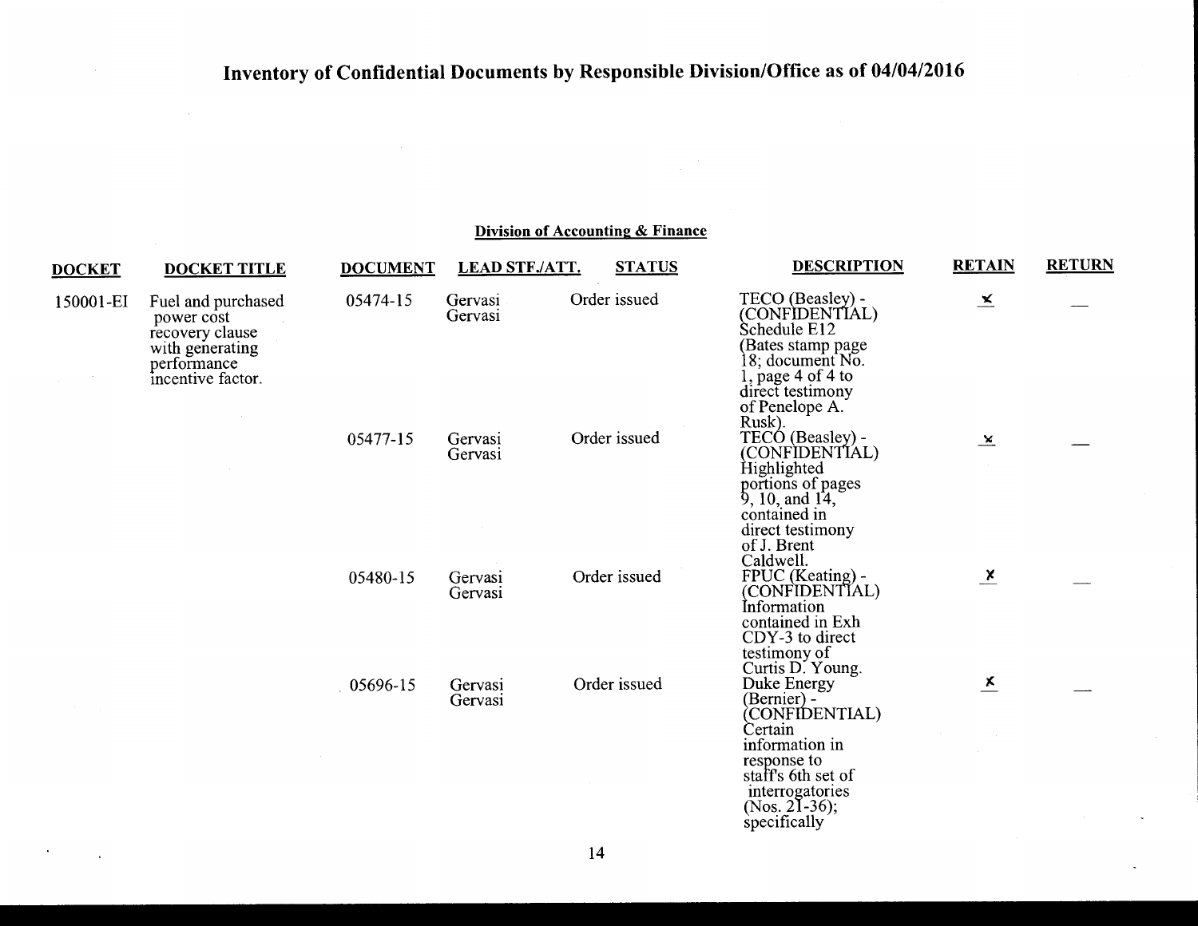# Inventory of Confidential Documents by Responsible Division/Office as of 04/04/2016

## Division of Accounting & Finance

| DOCKET | DOCKET TITLE | DOCUMENT | LEAD STF./ATT. | STATUS | DESCRIPTION | RETAIN | RETURN |
|---|---|---|---|---|---|---|---|
| 150001-EI | Fuel and purchased power cost recovery clause with generating performance incentive factor. | 05474-15 | Gervasi Gervasi | Order issued | TECO (Beasley) - (CONFIDENTIAL) Schedule E12 (Bates stamp page 18; document No. 1, page 4 of 4 to direct testimony of Penelope A. Rusk). | x | — |
| | | 05477-15 | Gervasi Gervasi | Order issued | TECO (Beasley) - (CONFIDENTIAL) Highlighted portions of pages 9, 10, and 14, contained in direct testimony of J. Brent Caldwell. | x | — |
| | | 05480-15 | Gervasi Gervasi | Order issued | FPUC (Keating) - (CONFIDENTIAL) Information contained in Exh CDY-3 to direct testimony of Curtis D. Young. | x | — |
| | | 05696-15 | Gervasi Gervasi | Order issued | Duke Energy (Bernier) - (CONFIDENTIAL) Certain information in response to staff's 6th set of interrogatories (Nos. 21-36); specifically | x | — |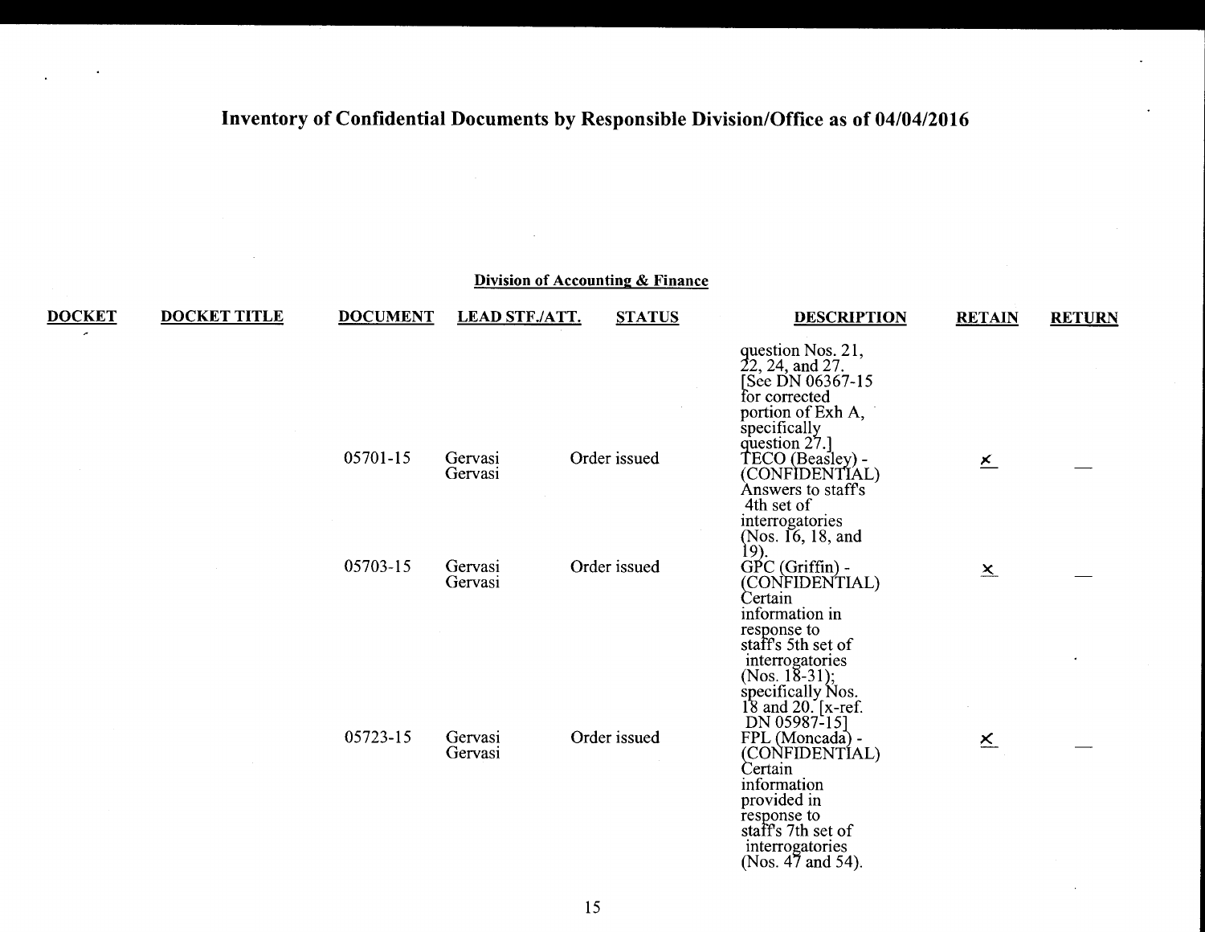# Inventory of Confidential Documents by Responsible Division/Office as of 04/04/2016

## Division of Accounting & Finance

| DOCKET | DOCKET TITLE | DOCUMENT | LEAD STF./ATT. | STATUS | DESCRIPTION | RETAIN | RETURN |
|---|---|---|---|---|---|---|---|
| | | | | | question Nos. 21, 22, 24, and 27. [See DN 06367-15 for corrected portion of Exh A, specifically question 27.] | | |
| | | 05701-15 | Gervasi Gervasi | Order issued | TECO (Beasley) - (CONFIDENTIAL) Answers to staff's 4th set of interrogatories (Nos. 16, 18, and 19). | x | — |
| | | 05703-15 | Gervasi Gervasi | Order issued | GPC (Griffin) - (CONFIDENTIAL) Certain information in response to staff's 5th set of interrogatories (Nos. 18-31); specifically Nos. 18 and 20. [x-ref. DN 05987-15] | x | — |
| | | 05723-15 | Gervasi Gervasi | Order issued | FPL (Moncada) - (CONFIDENTIAL) Certain information provided in response to staff's 7th set of interrogatories (Nos. 47 and 54). | x | — |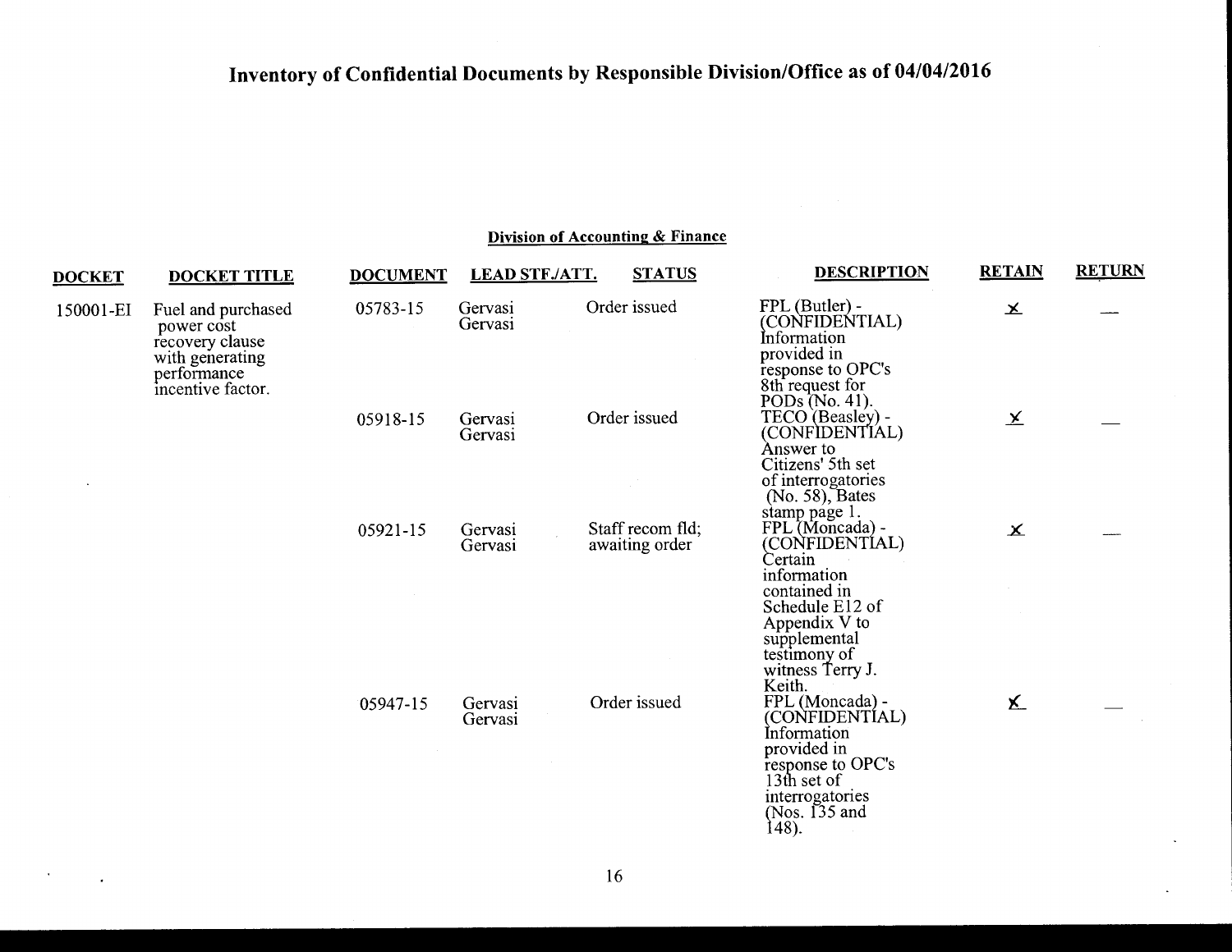# Inventory of Confidential Documents by Responsible Division/Office as of 04/04/2016

## Division of Accounting & Finance

| DOCKET | DOCKET TITLE | DOCUMENT | LEAD STF./ATT. | STATUS | DESCRIPTION | RETAIN | RETURN |
|---|---|---|---|---|---|---|---|
| 150001-EI | Fuel and purchased power cost recovery clause with generating performance incentive factor. | 05783-15 | Gervasi Gervasi | Order issued | FPL (Butler) - (CONFIDENTIAL) Information provided in response to OPC's 8th request for PODs (No. 41). | X | — |
| | | 05918-15 | Gervasi Gervasi | Order issued | TECO (Beasley) - (CONFIDENTIAL) Answer to Citizens' 5th set of interrogatories (No. 58), Bates stamp page 1. | X | — |
| | | 05921-15 | Gervasi Gervasi | Staff recom fld; awaiting order | FPL (Moncada) - (CONFIDENTIAL) Certain information contained in Schedule E12 of Appendix V to supplemental testimony of witness Terry J. Keith. | X | — |
| | | 05947-15 | Gervasi Gervasi | Order issued | FPL (Moncada) - (CONFIDENTIAL) Information provided in response to OPC's 13th set of interrogatories (Nos. 135 and 148). | X | — |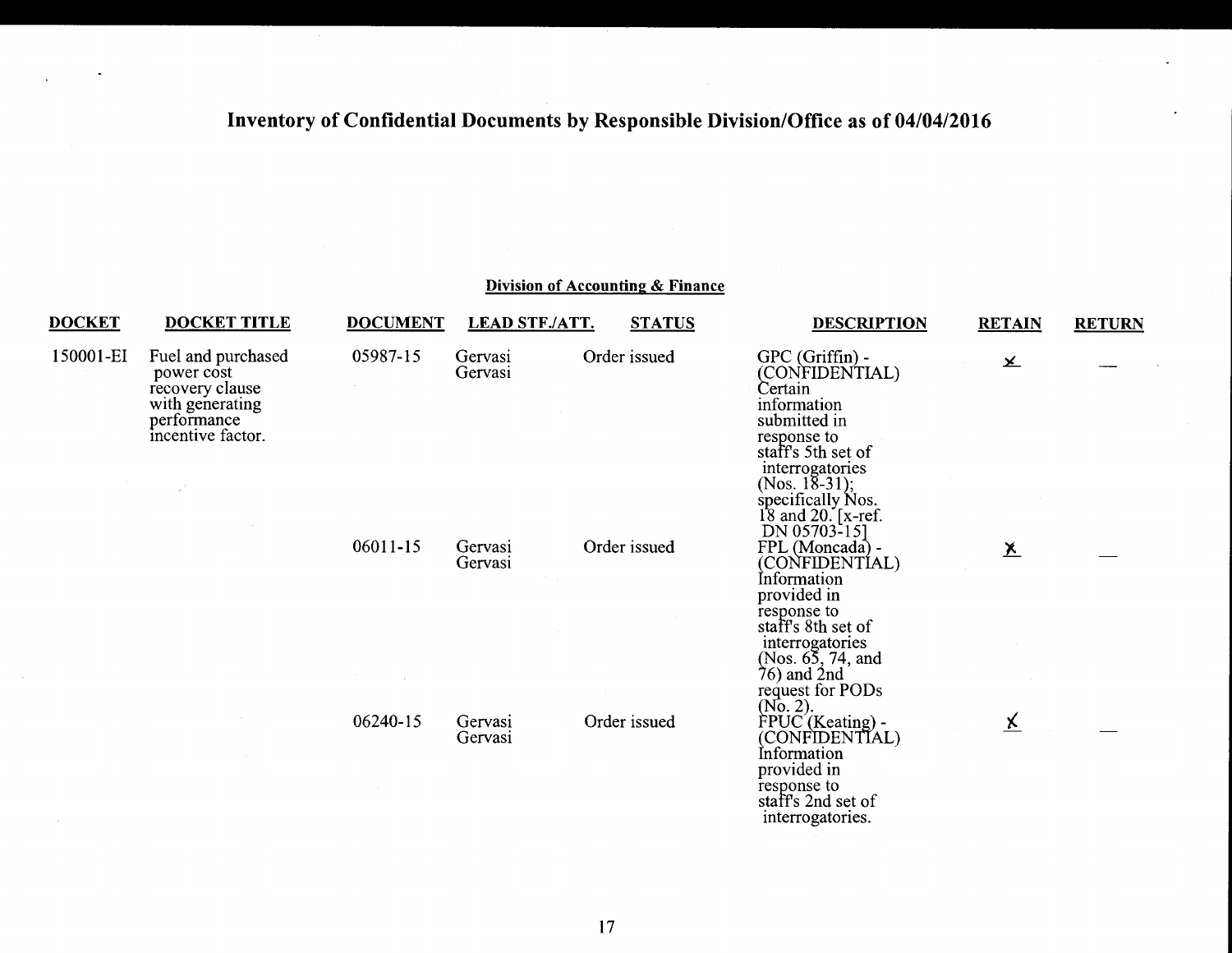# Inventory of Confidential Documents by Responsible Division/Office as of 04/04/2016

## Division of Accounting & Finance

| DOCKET | DOCKET TITLE | DOCUMENT | LEAD STF./ATT. | STATUS | DESCRIPTION | RETAIN | RETURN |
|---|---|---|---|---|---|---|---|
| 150001-EI | Fuel and purchased power cost recovery clause with generating performance incentive factor. | 05987-15 | Gervasi Gervasi | Order issued | GPC (Griffin) - (CONFIDENTIAL) Certain information submitted in response to staff's 5th set of interrogatories (Nos. 18-31); specifically Nos. 18 and 20. [x-ref. DN 05703-15] | X | — |
| | | 06011-15 | Gervasi Gervasi | Order issued | FPL (Moncada) - (CONFIDENTIAL) Information provided in response to staff's 8th set of interrogatories (Nos. 65, 74, and 76) and 2nd request for PODs (No. 2). | X | — |
| | | 06240-15 | Gervasi Gervasi | Order issued | FPUC (Keating) - (CONFIDENTIAL) Information provided in response to staff's 2nd set of interrogatories. | X | — |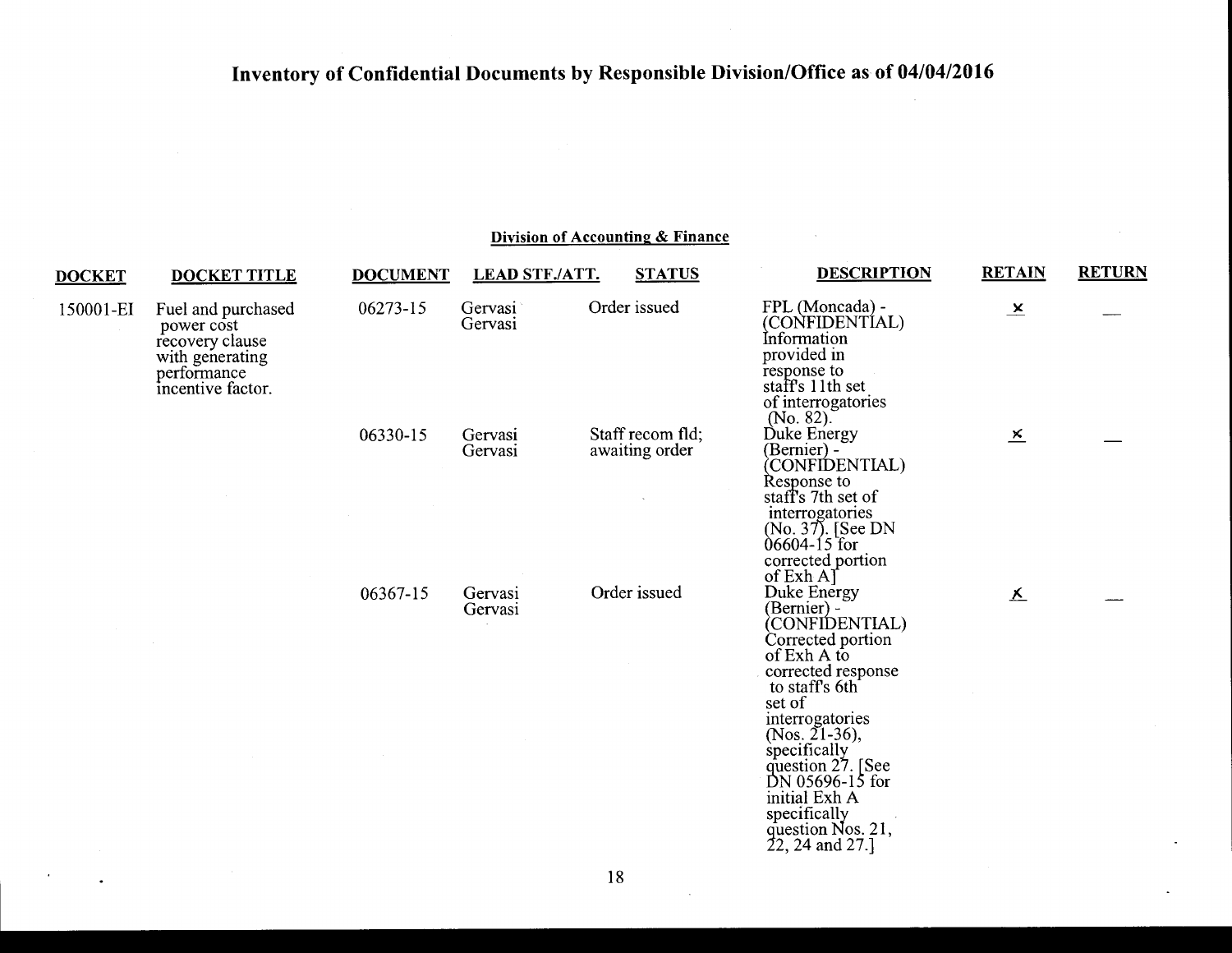# Inventory of Confidential Documents by Responsible Division/Office as of 04/04/2016

## Division of Accounting & Finance

| DOCKET | DOCKET TITLE | DOCUMENT | LEAD STF./ATT. | STATUS | DESCRIPTION | RETAIN | RETURN |
|---|---|---|---|---|---|---|---|
| 150001-EI | Fuel and purchased power cost recovery clause with generating performance incentive factor. | 06273-15 | Gervasi Gervasi | Order issued | FPL (Moncada) - (CONFIDENTIAL) Information provided in response to staff's 11th set of interrogatories (No. 82). | x | |
| | | 06330-15 | Gervasi Gervasi | Staff recom fld; awaiting order | Duke Energy (Bernier) - (CONFIDENTIAL) Response to staff's 7th set of interrogatories (No. 37). [See DN 06604-15 for corrected portion of Exh A] | x | |
| | | 06367-15 | Gervasi Gervasi | Order issued | Duke Energy (Bernier) - (CONFIDENTIAL) Corrected portion of Exh A to corrected response to staff's 6th set of interrogatories (Nos. 21-36), specifically question 27. [See DN 05696-15 for initial Exh A specifically question Nos. 21, 22, 24 and 27.] | x | |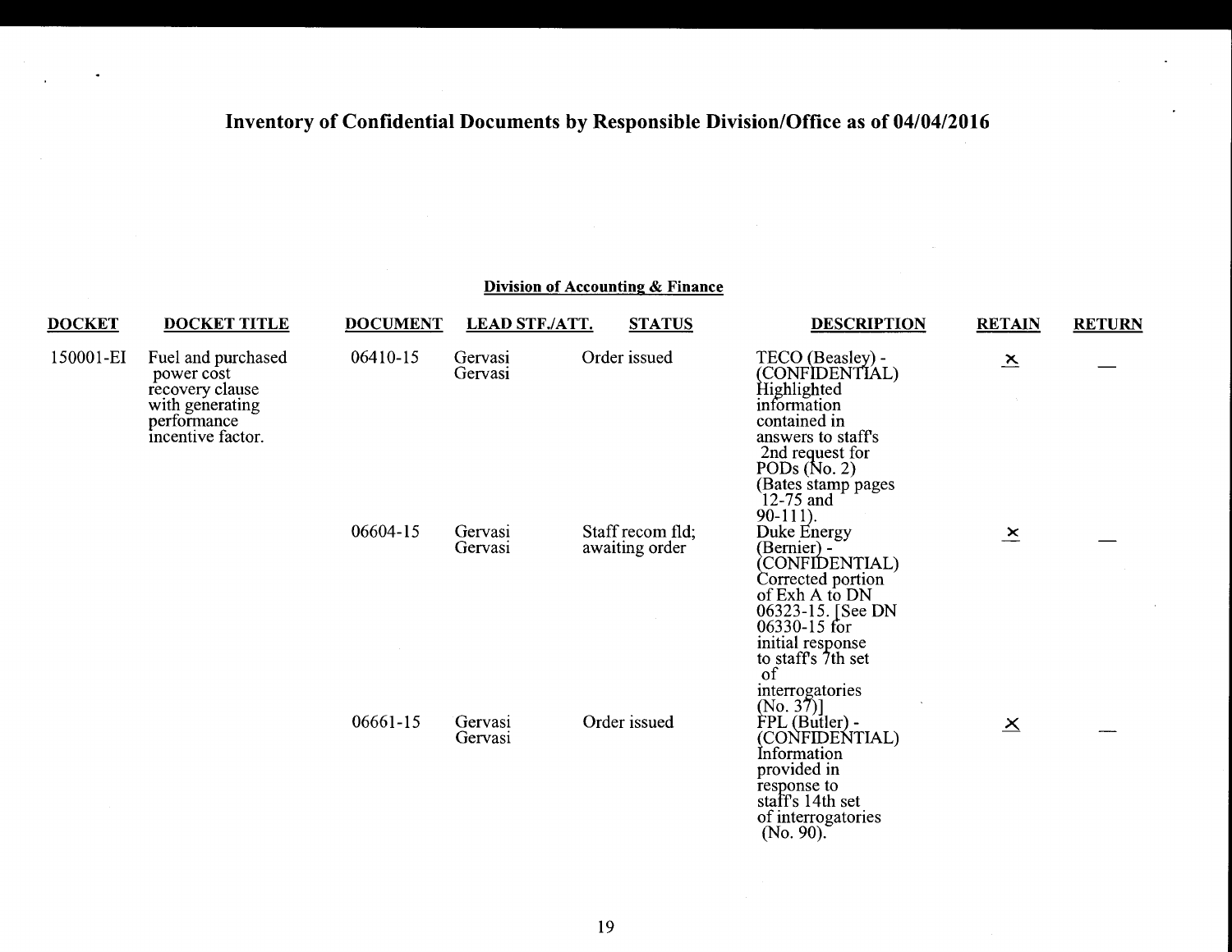# Inventory of Confidential Documents by Responsible Division/Office as of 04/04/2016

## Division of Accounting & Finance

| DOCKET | DOCKET TITLE | DOCUMENT | LEAD STF./ATT. | STATUS | DESCRIPTION | RETAIN | RETURN |
|---|---|---|---|---|---|---|---|
| 150001-EI | Fuel and purchased power cost recovery clause with generating performance incentive factor. | 06410-15 | Gervasi Gervasi | Order issued | TECO (Beasley) - (CONFIDENTIAL) Highlighted information contained in answers to staff's 2nd request for PODs (No. 2) (Bates stamp pages 12-75 and 90-111). | X | — |
| | | 06604-15 | Gervasi Gervasi | Staff recom fld; awaiting order | Duke Energy (Bernier) - (CONFIDENTIAL) Corrected portion of Exh A to DN 06323-15. [See DN 06330-15 for initial response to staff's 7th set of interrogatories (No. 37)] | X | — |
| | | 06661-15 | Gervasi Gervasi | Order issued | FPL (Butler) - (CONFIDENTIAL) Information provided in response to staff's 14th set of interrogatories (No. 90). | X | — |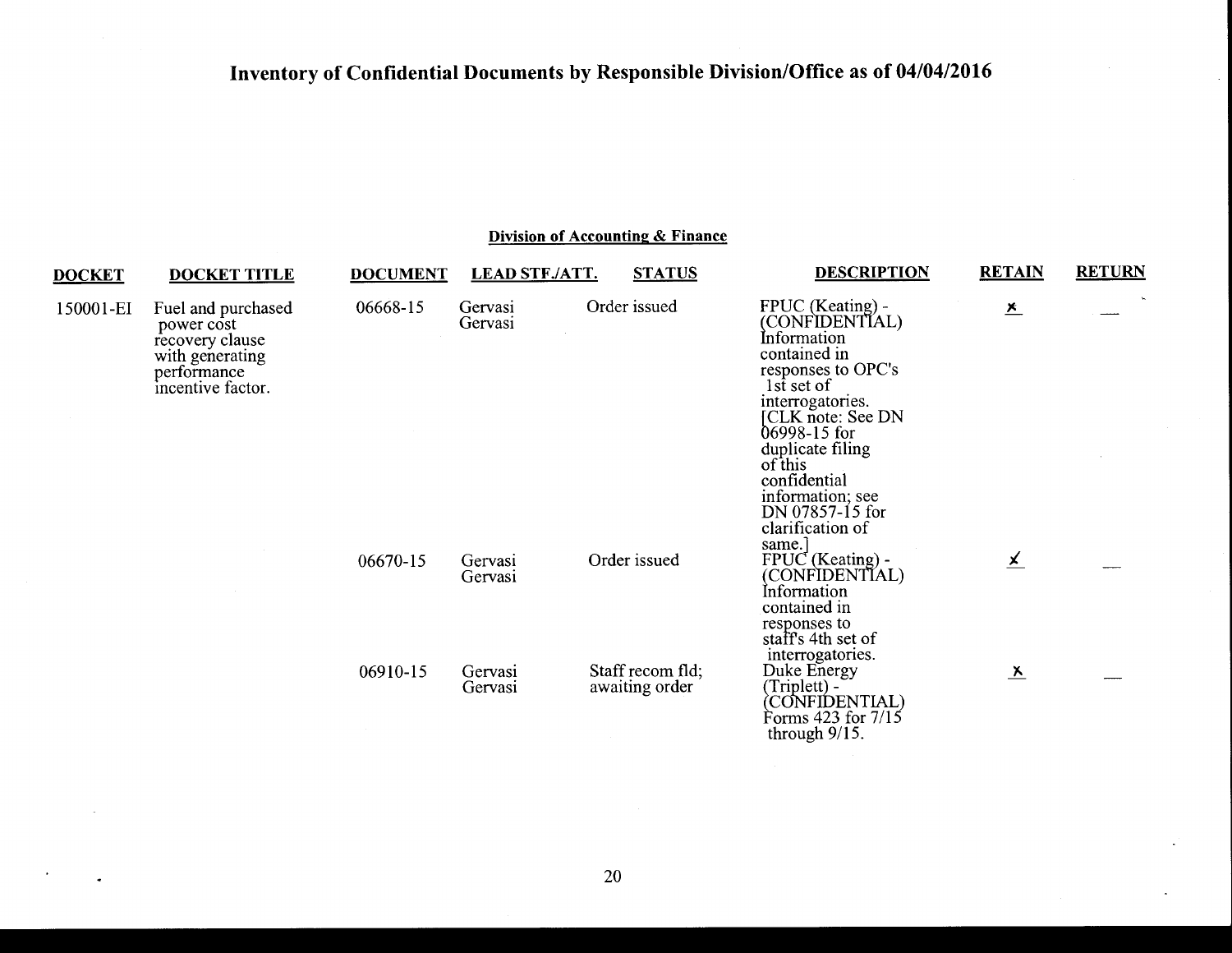# Inventory of Confidential Documents by Responsible Division/Office as of 04/04/2016

## Division of Accounting & Finance

| DOCKET | DOCKET TITLE | DOCUMENT | LEAD STF./ATT. | STATUS | DESCRIPTION | RETAIN | RETURN |
|---|---|---|---|---|---|---|---|
| 150001-EI | Fuel and purchased power cost recovery clause with generating performance incentive factor. | 06668-15 | Gervasi Gervasi | Order issued | FPUC (Keating) - (CONFIDENTIAL) Information contained in responses to OPC's 1st set of interrogatories. [CLK note: See DN 06998-15 for duplicate filing of this confidential information; see DN 07857-15 for clarification of same.] | x | — |
| | | 06670-15 | Gervasi Gervasi | Order issued | FPUC (Keating) - (CONFIDENTIAL) Information contained in responses to staff's 4th set of interrogatories. | ✓ | — |
| | | 06910-15 | Gervasi Gervasi | Staff recom fld; awaiting order | Duke Energy (Triplett) - (CONFIDENTIAL) Forms 423 for 7/15 through 9/15. | x | — |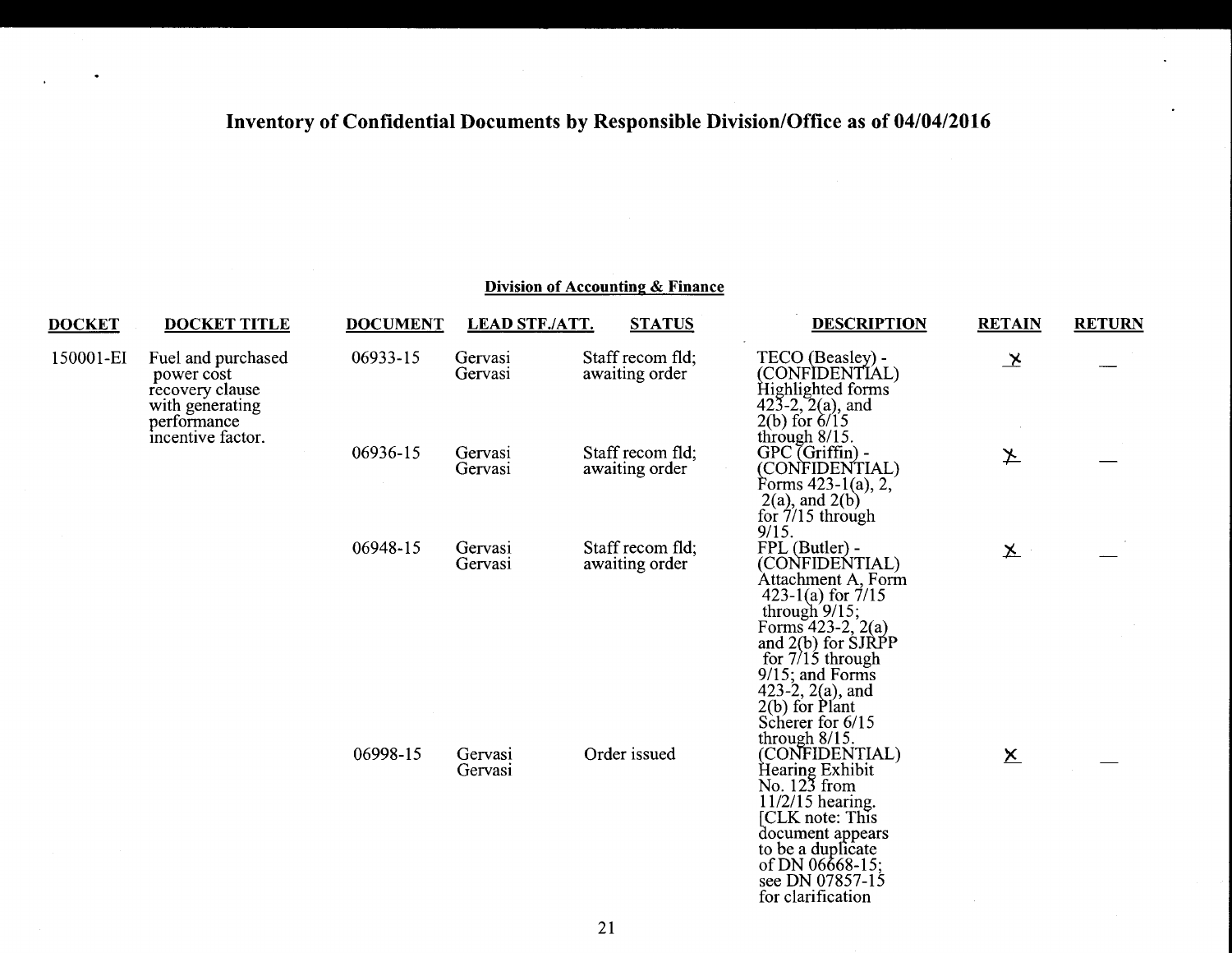# Inventory of Confidential Documents by Responsible Division/Office as of 04/04/2016

## Division of Accounting & Finance

| DOCKET | DOCKET TITLE | DOCUMENT | LEAD STF./ATT. | STATUS | DESCRIPTION | RETAIN | RETURN |
|---|---|---|---|---|---|---|---|
| 150001-EI | Fuel and purchased power cost recovery clause with generating performance incentive factor. | 06933-15 | Gervasi Gervasi | Staff recom fld; awaiting order | TECO (Beasley) - (CONFIDENTIAL) Highlighted forms 423-2, 2(a), and 2(b) for 6/15 through 8/15. | X | |
| | | 06936-15 | Gervasi Gervasi | Staff recom fld; awaiting order | GPC (Griffin) - (CONFIDENTIAL) Forms 423-1(a), 2, 2(a), and 2(b) for 7/15 through 9/15. | X | |
| | | 06948-15 | Gervasi Gervasi | Staff recom fld; awaiting order | FPL (Butler) - (CONFIDENTIAL) Attachment A, Form 423-1(a) for 7/15 through 9/15; Forms 423-2, 2(a) and 2(b) for SJRPP for 7/15 through 9/15; and Forms 423-2, 2(a), and 2(b) for Plant Scherer for 6/15 through 8/15. | X | |
| | | 06998-15 | Gervasi Gervasi | Order issued | (CONFIDENTIAL) Hearing Exhibit No. 123 from 11/2/15 hearing. [CLK note: This document appears to be a duplicate of DN 06668-15; see DN 07857-15 for clarification | X | |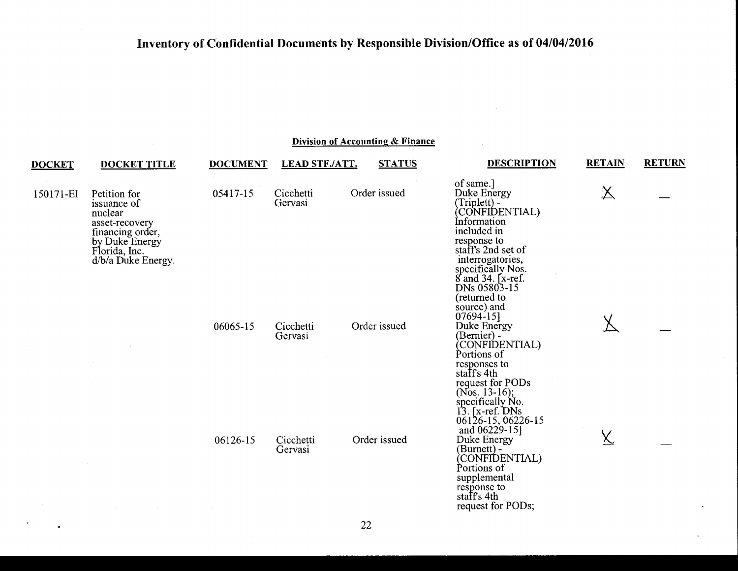# Inventory of Confidential Documents by Responsible Division/Office as of 04/04/2016

## Division of Accounting & Finance

| DOCKET | DOCKET TITLE | DOCUMENT | LEAD STF./ATT. | STATUS | DESCRIPTION | RETAIN | RETURN |
|---|---|---|---|---|---|---|---|
| | | | | | of same.] | | |
| 150171-EI | Petition for issuance of nuclear asset-recovery financing order, by Duke Energy Florida, Inc. d/b/a Duke Energy. | 05417-15 | Cicchetti Gervasi | Order issued | Duke Energy (Triplett) - (CONFIDENTIAL) Information included in response to staff's 2nd set of interrogatories, specifically Nos. 8 and 34. [x-ref. DNs 05803-15 (returned to source) and 07694-15] | X | — |
| | | 06065-15 | Cicchetti Gervasi | Order issued | Duke Energy (Bernier) - (CONFIDENTIAL) Portions of responses to staff's 4th request for PODs (Nos. 13-16); specifically No. 13. [x-ref. DNs 06126-15, 06226-15 and 06229-15] | X | — |
| | | 06126-15 | Cicchetti Gervasi | Order issued | Duke Energy (Burnett) - (CONFIDENTIAL) Portions of supplemental response to staff's 4th request for PODs; | X | — |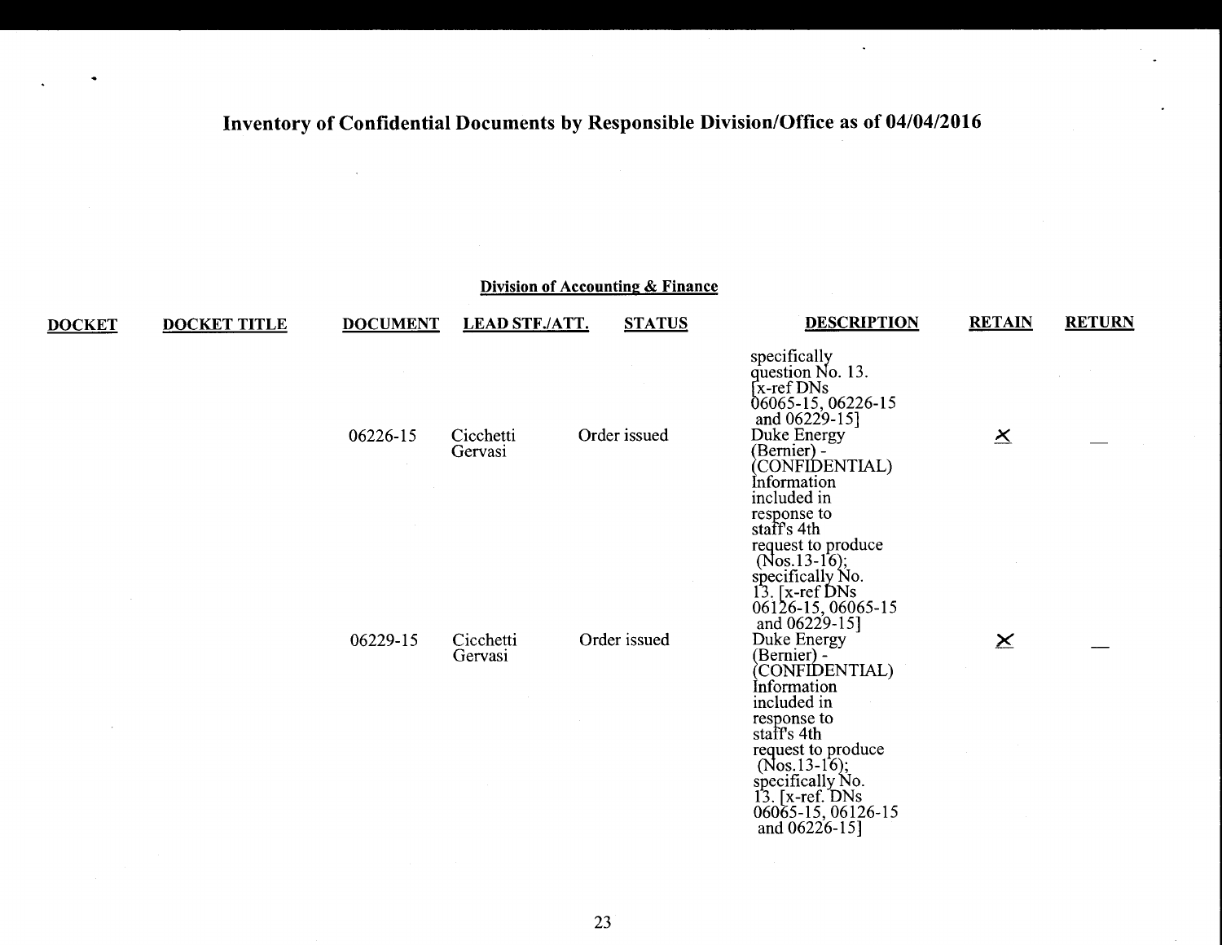# Inventory of Confidential Documents by Responsible Division/Office as of 04/04/2016

## Division of Accounting & Finance

| DOCKET | DOCKET TITLE | DOCUMENT | LEAD STF./ATT. | STATUS | DESCRIPTION | RETAIN | RETURN |
|---|---|---|---|---|---|---|---|
| | | | | | specifically question No. 13. [x-ref DNs 06065-15, 06226-15 and 06229-15] | | |
| | | 06226-15 | Cicchetti Gervasi | Order issued | Duke Energy (Bernier) - (CONFIDENTIAL) Information included in response to staff's 4th request to produce (Nos.13-16); specifically No. 13. [x-ref DNs 06126-15, 06065-15 and 06229-15] | X | — |
| | | 06229-15 | Cicchetti Gervasi | Order issued | Duke Energy (Bernier) - (CONFIDENTIAL) Information included in response to staff's 4th request to produce (Nos.13-16); specifically No. 13. [x-ref. DNs 06065-15, 06126-15 and 06226-15] | X | — |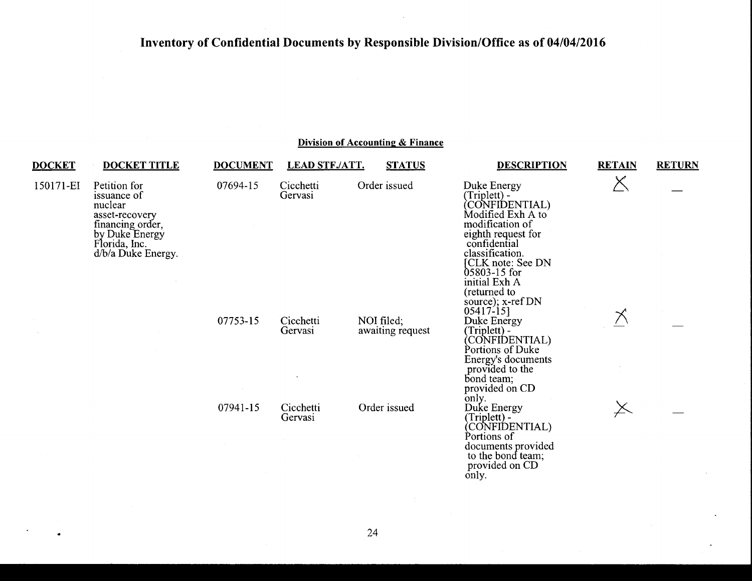# Inventory of Confidential Documents by Responsible Division/Office as of 04/04/2016

## Division of Accounting & Finance

| DOCKET | DOCKET TITLE | DOCUMENT | LEAD STF./ATT. | STATUS | DESCRIPTION | RETAIN | RETURN |
|---|---|---|---|---|---|---|---|
| 150171-EI | Petition for issuance of nuclear asset-recovery financing order, by Duke Energy Florida, Inc. d/b/a Duke Energy. | 07694-15 | Cicchetti Gervasi | Order issued | Duke Energy (Triplett) - (CONFIDENTIAL) Modified Exh A to modification of eighth request for confidential classification. [CLK note: See DN 05803-15 for initial Exh A (returned to source); x-ref DN 05417-15] | X | — |
| | | 07753-15 | Cicchetti Gervasi | NOI filed; awaiting request | Duke Energy (Triplett) - (CONFIDENTIAL) Portions of Duke Energy's documents provided to the bond team; provided on CD only. | X | — |
| | | 07941-15 | Cicchetti Gervasi | Order issued | Duke Energy (Triplett) - (CONFIDENTIAL) Portions of documents provided to the bond team; provided on CD only. | X | — |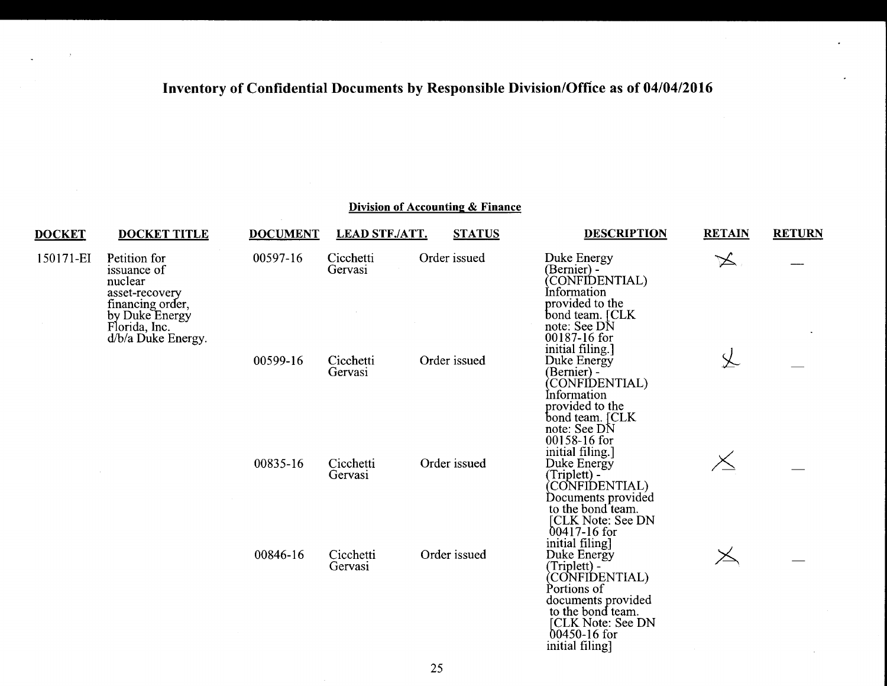# Inventory of Confidential Documents by Responsible Division/Office as of 04/04/2016

## Division of Accounting & Finance

| DOCKET | DOCKET TITLE | DOCUMENT | LEAD STF./ATT. | STATUS | DESCRIPTION | RETAIN | RETURN |
|---|---|---|---|---|---|---|---|
| 150171-EI | Petition for issuance of nuclear asset-recovery financing order, by Duke Energy Florida, Inc. d/b/a Duke Energy. | 00597-16 | Cicchetti Gervasi | Order issued | Duke Energy (Bernier) - (CONFIDENTIAL) Information provided to the bond team. [CLK note: See DN 00187-16 for initial filing.] | X | — |
| | | 00599-16 | Cicchetti Gervasi | Order issued | Duke Energy (Bernier) - (CONFIDENTIAL) Information provided to the bond team. [CLK note: See DN 00158-16 for initial filing.] | X | — |
| | | 00835-16 | Cicchetti Gervasi | Order issued | Duke Energy (Triplett) - (CONFIDENTIAL) Documents provided to the bond team. [CLK Note: See DN 00417-16 for initial filing] | X | — |
| | | 00846-16 | Cicchetti Gervasi | Order issued | Duke Energy (Triplett) - (CONFIDENTIAL) Portions of documents provided to the bond team. [CLK Note: See DN 00450-16 for initial filing] | X | — |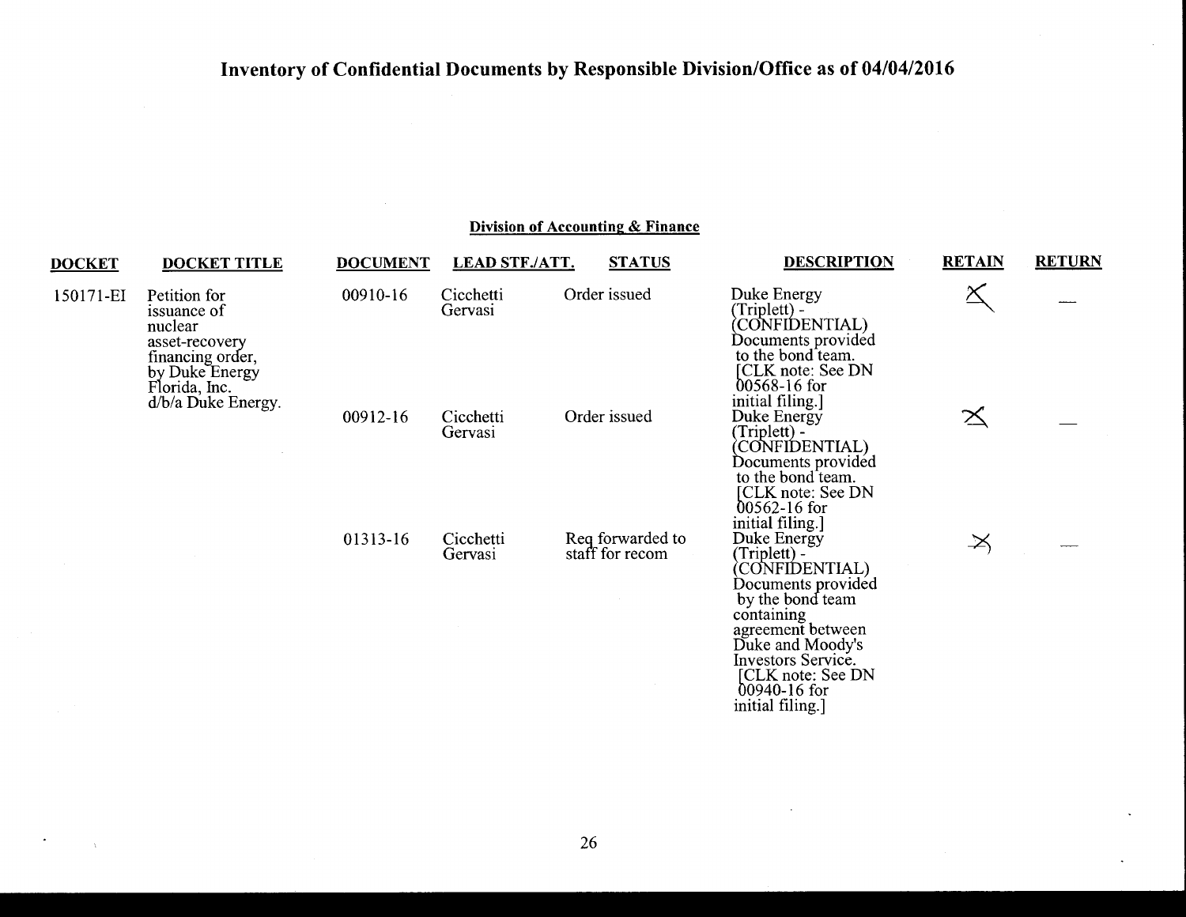# Inventory of Confidential Documents by Responsible Division/Office as of 04/04/2016

## Division of Accounting & Finance

| DOCKET | DOCKET TITLE | DOCUMENT | LEAD STF./ATT. | STATUS | DESCRIPTION | RETAIN | RETURN |
|---|---|---|---|---|---|---|---|
| 150171-EI | Petition for issuance of nuclear asset-recovery financing order, by Duke Energy Florida, Inc. d/b/a Duke Energy. | 00910-16 | Cicchetti Gervasi | Order issued | Duke Energy (Triplett) - (CONFIDENTIAL) Documents provided to the bond team. [CLK note: See DN 00568-16 for initial filing.] | X | — |
| | | 00912-16 | Cicchetti Gervasi | Order issued | Duke Energy (Triplett) - (CONFIDENTIAL) Documents provided to the bond team. [CLK note: See DN 00562-16 for initial filing.] | X | — |
| | | 01313-16 | Cicchetti Gervasi | Req forwarded to staff for recom | Duke Energy (Triplett) - (CONFIDENTIAL) Documents provided by the bond team containing agreement between Duke and Moody's Investors Service. [CLK note: See DN 00940-16 for initial filing.] | X | — |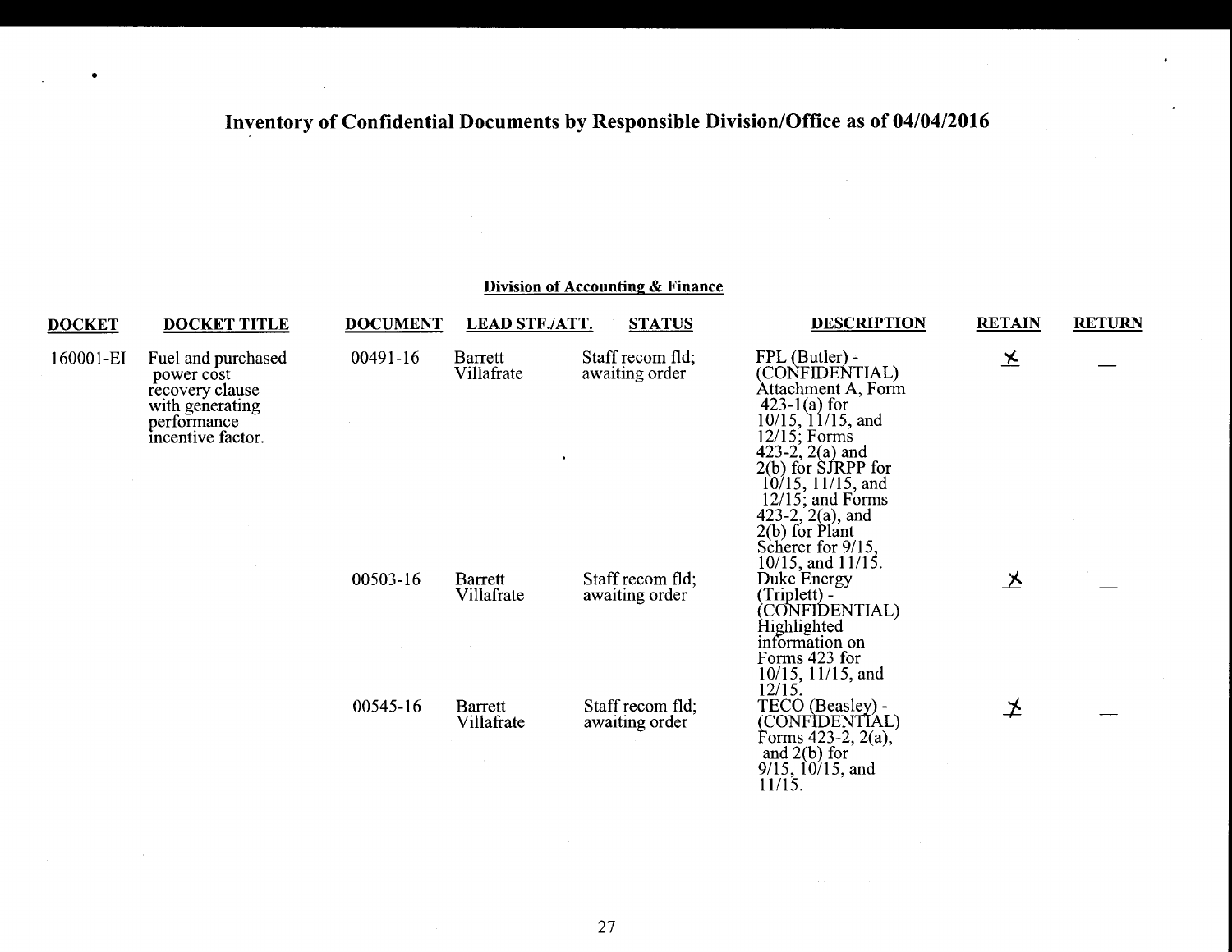# Inventory of Confidential Documents by Responsible Division/Office as of 04/04/2016

## Division of Accounting & Finance

| DOCKET | DOCKET TITLE | DOCUMENT | LEAD STF./ATT. | STATUS | DESCRIPTION | RETAIN | RETURN |
|---|---|---|---|---|---|---|---|
| 160001-EI | Fuel and purchased power cost recovery clause with generating performance incentive factor. | 00491-16 | Barrett Villafrate | Staff recom fld; awaiting order | FPL (Butler) - (CONFIDENTIAL) Attachment A, Form 423-1(a) for 10/15, 11/15, and 12/15; Forms 423-2, 2(a) and 2(b) for SJRPP for 10/15, 11/15, and 12/15; and Forms 423-2, 2(a), and 2(b) for Plant Scherer for 9/15, 10/15, and 11/15. | X | — |
| | | 00503-16 | Barrett Villafrate | Staff recom fld; awaiting order | Duke Energy (Triplett) - (CONFIDENTIAL) Highlighted information on Forms 423 for 10/15, 11/15, and 12/15. | X | — |
| | | 00545-16 | Barrett Villafrate | Staff recom fld; awaiting order | TECO (Beasley) - (CONFIDENTIAL) Forms 423-2, 2(a), and 2(b) for 9/15, 10/15, and 11/15. | X | — |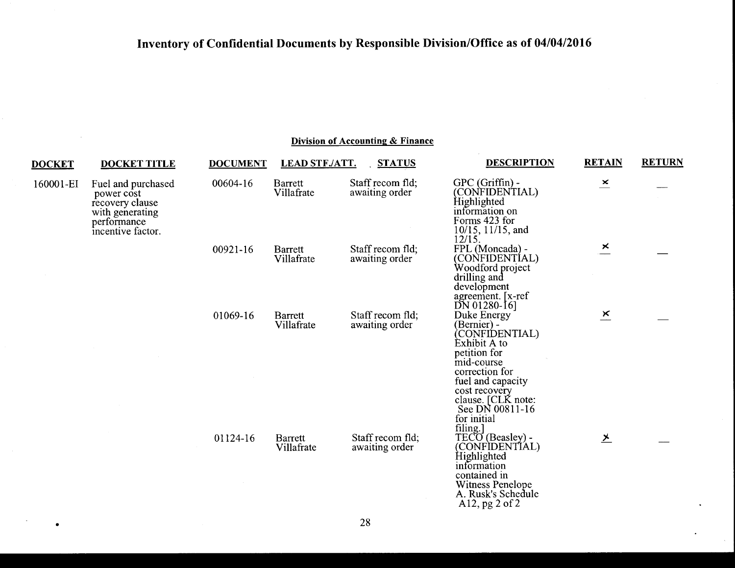# Inventory of Confidential Documents by Responsible Division/Office as of 04/04/2016

## Division of Accounting & Finance

| DOCKET | DOCKET TITLE | DOCUMENT | LEAD STF./ATT. | STATUS | DESCRIPTION | RETAIN | RETURN |
|---|---|---|---|---|---|---|---|
| 160001-EI | Fuel and purchased power cost recovery clause with generating performance incentive factor. | 00604-16 | Barrett Villafrate | Staff recom fld; awaiting order | GPC (Griffin) - (CONFIDENTIAL) Highlighted information on Forms 423 for 10/15, 11/15, and 12/15. | x | — |
| | | 00921-16 | Barrett Villafrate | Staff recom fld; awaiting order | FPL (Moncada) - (CONFIDENTIAL) Woodford project drilling and development agreement. [x-ref DN 01280-16] | x | — |
| | | 01069-16 | Barrett Villafrate | Staff recom fld; awaiting order | Duke Energy (Bernier) - (CONFIDENTIAL) Exhibit A to petition for mid-course correction for fuel and capacity cost recovery clause. [CLK note: See DN 00811-16 for initial filing.] | x | — |
| | | 01124-16 | Barrett Villafrate | Staff recom fld; awaiting order | TECO (Beasley) - (CONFIDENTIAL) Highlighted information contained in Witness Penelope A. Rusk's Schedule A12, pg 2 of 2 | x | — |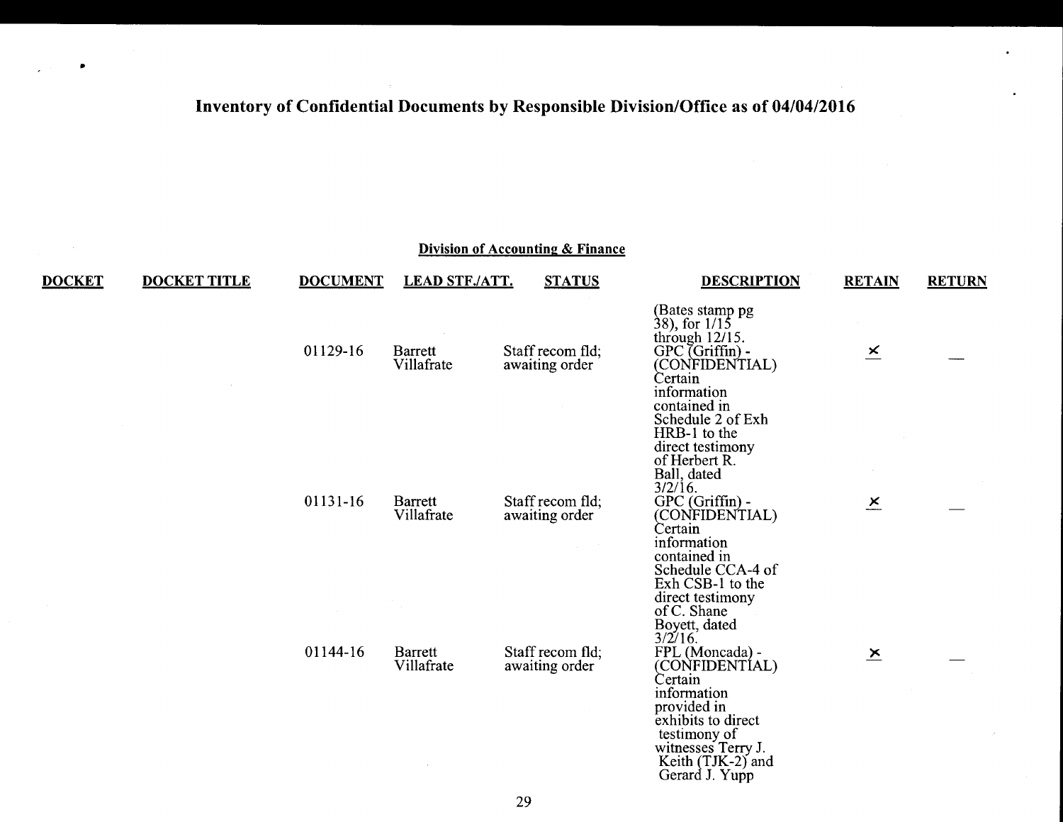# Inventory of Confidential Documents by Responsible Division/Office as of 04/04/2016

## Division of Accounting & Finance

| DOCKET | DOCKET TITLE | DOCUMENT | LEAD STF./ATT. | STATUS | DESCRIPTION | RETAIN | RETURN |
|---|---|---|---|---|---|---|---|
| | | | | | (Bates stamp pg 38), for 1/15 through 12/15. | | |
| | | 01129-16 | Barrett Villafrate | Staff recom fld; awaiting order | GPC (Griffin) - (CONFIDENTIAL) Certain information contained in Schedule 2 of Exh HRB-1 to the direct testimony of Herbert R. Ball, dated 3/2/16. | x | — |
| | | 01131-16 | Barrett Villafrate | Staff recom fld; awaiting order | GPC (Griffin) - (CONFIDENTIAL) Certain information contained in Schedule CCA-4 of Exh CSB-1 to the direct testimony of C. Shane Boyett, dated 3/2/16. | x | — |
| | | 01144-16 | Barrett Villafrate | Staff recom fld; awaiting order | FPL (Moncada) - (CONFIDENTIAL) Certain information provided in exhibits to direct testimony of witnesses Terry J. Keith (TJK-2) and Gerard J. Yupp | x | — |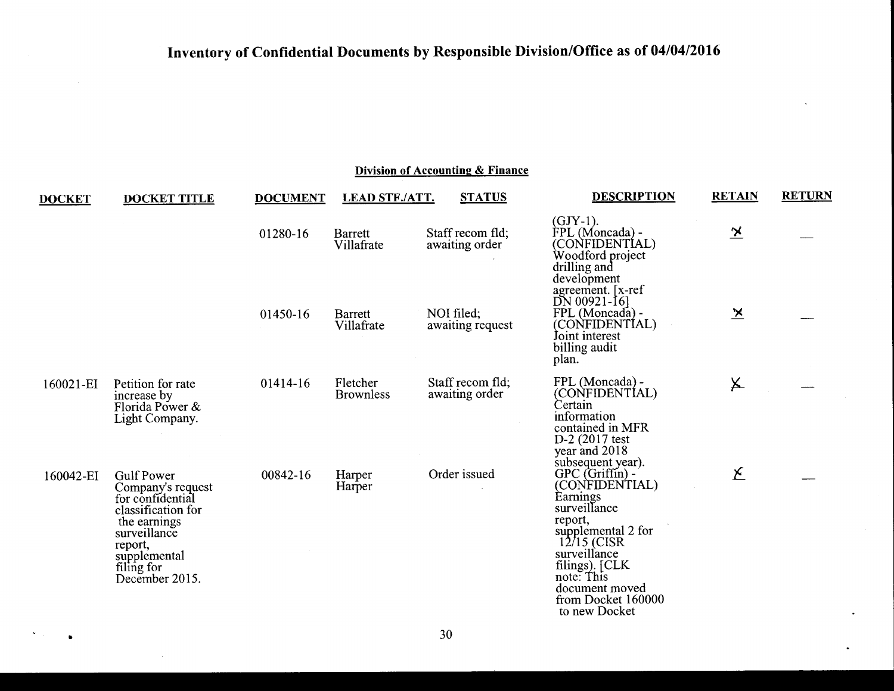# Inventory of Confidential Documents by Responsible Division/Office as of 04/04/2016

## Division of Accounting & Finance

| DOCKET | DOCKET TITLE | DOCUMENT | LEAD STF./ATT. | STATUS | DESCRIPTION | RETAIN | RETURN |
|---|---|---|---|---|---|---|---|
| | | | | | (GJY-1). | | |
| | | 01280-16 | Barrett Villafrate | Staff recom fld; awaiting order | FPL (Moncada) - (CONFIDENTIAL) Woodford project drilling and development agreement. [x-ref DN 00921-16] | X | — |
| | | 01450-16 | Barrett Villafrate | NOI filed; awaiting request | FPL (Moncada) - (CONFIDENTIAL) Joint interest billing audit plan. | X | — |
| 160021-EI | Petition for rate increase by Florida Power & Light Company. | 01414-16 | Fletcher Brownless | Staff recom fld; awaiting order | FPL (Moncada) - (CONFIDENTIAL) Certain information contained in MFR D-2 (2017 test year and 2018 subsequent year). | X | — |
| 160042-EI | Gulf Power Company's request for confidential classification for the earnings surveillance report, supplemental filing for December 2015. | 00842-16 | Harper Harper | Order issued | GPC (Griffin) - (CONFIDENTIAL) Earnings surveillance report, supplemental 2 for 12/15 (CISR surveillance filings). [CLK note: This document moved from Docket 160000 to new Docket | X | — |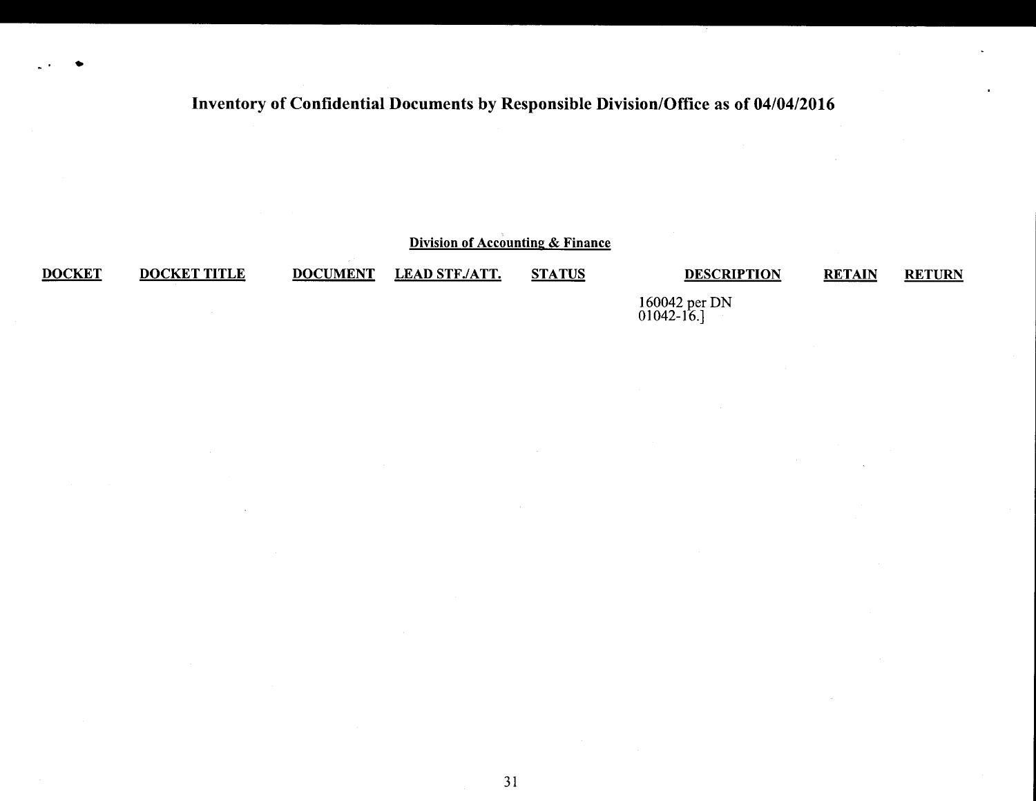# Inventory of Confidential Documents by Responsible Division/Office as of 04/04/2016

## Division of Accounting & Finance

| DOCKET | DOCKET TITLE | DOCUMENT | LEAD STF./ATT. | STATUS | DESCRIPTION | RETAIN | RETURN |
|---|---|---|---|---|---|---|---|
| | | | | | 160042 per DN 01042-16.] | | |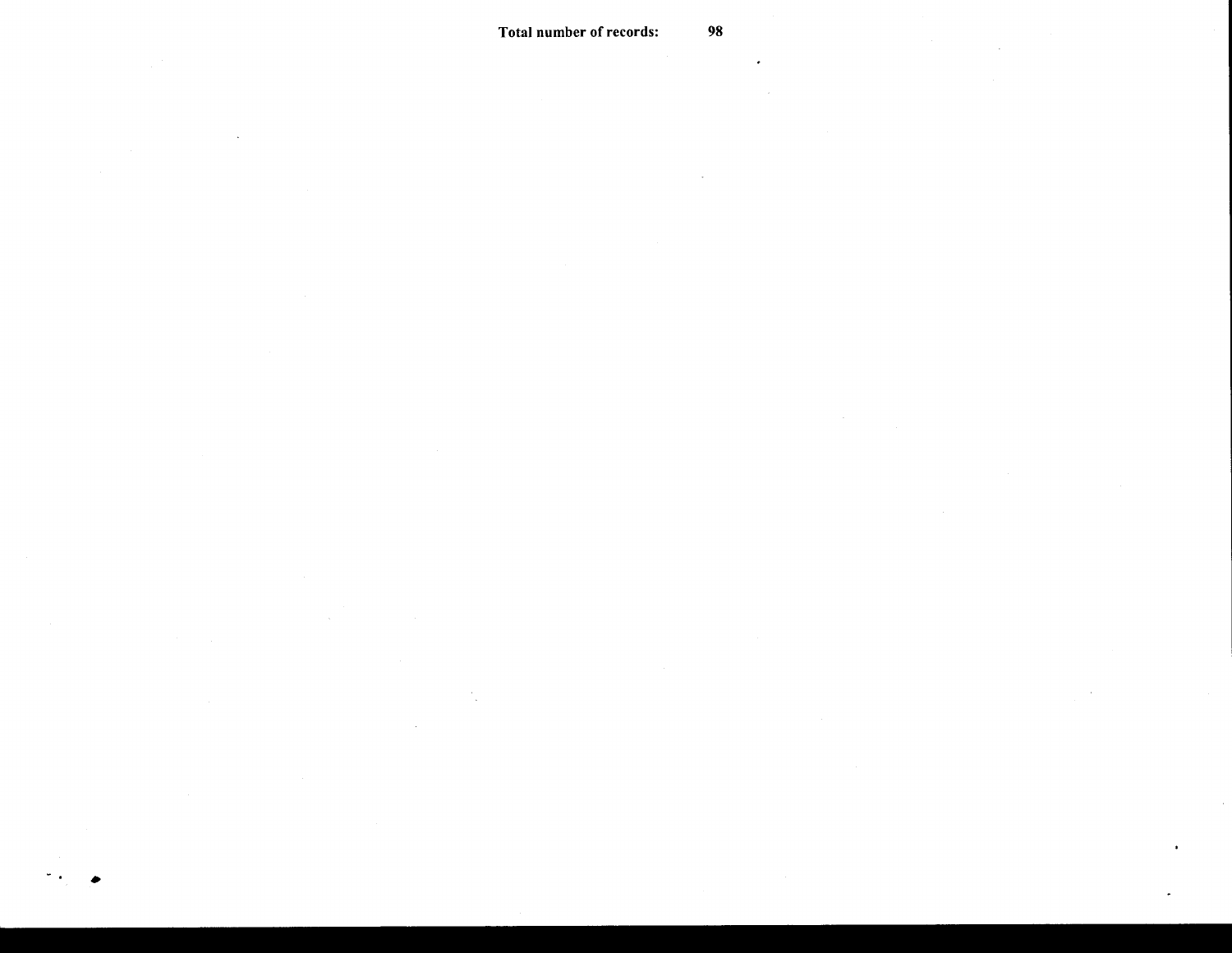**Total number of records: 98**